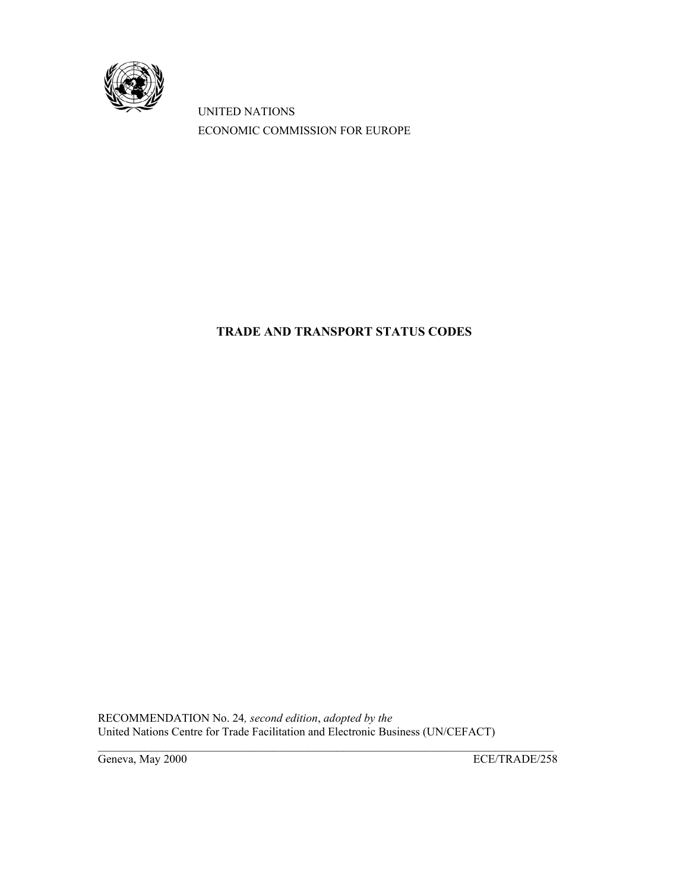UNITED NATIONS

ECONOMIC COMMISSION FOR EUROPE

# TRADE AND TRANSPORT STATUS CODES

RECOMMENDATION No. 24*, second edition*, *adopted by the*
United Nations Centre for Trade Facilitation and Electronic Business (UN/CEFACT)

Geneva, May 2000 ECE/TRADE/258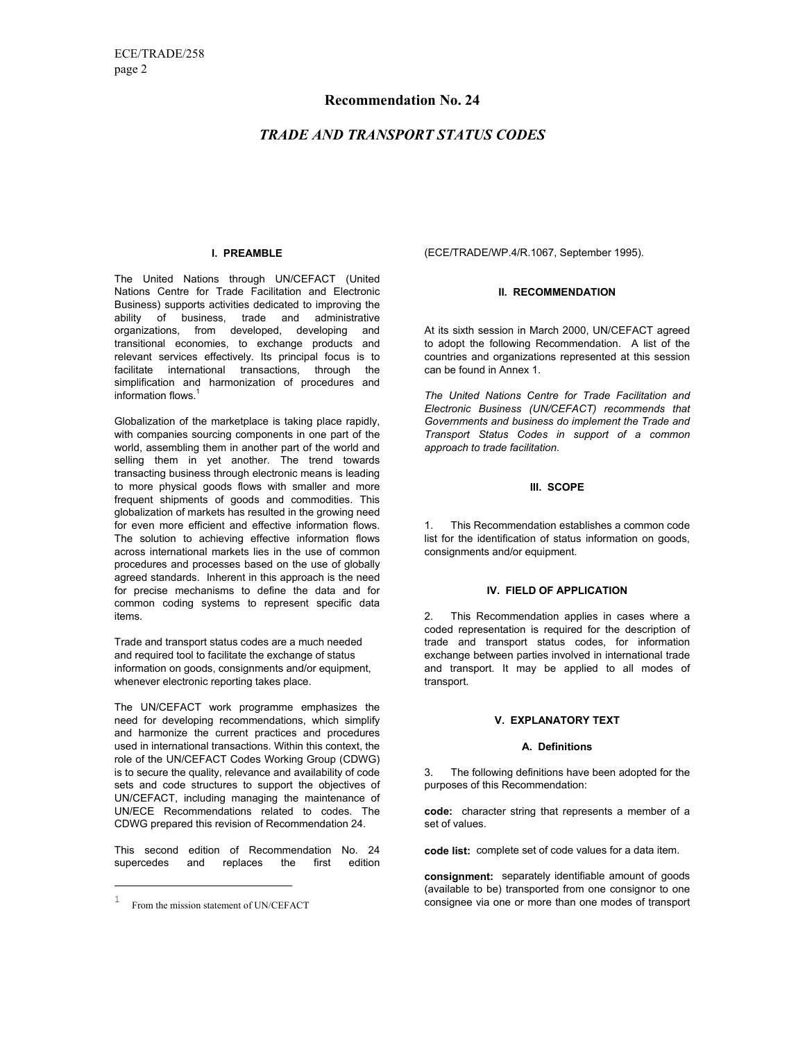# Recommendation No. 24

## *TRADE AND TRANSPORT STATUS CODES*

### I. PREAMBLE

The United Nations through UN/CEFACT (United Nations Centre for Trade Facilitation and Electronic Business) supports activities dedicated to improving the ability of business, trade and administrative organizations, from developed, developing and transitional economies, to exchange products and relevant services effectively. Its principal focus is to facilitate international transactions, through the simplification and harmonization of procedures and information flows.[1]

Globalization of the marketplace is taking place rapidly, with companies sourcing components in one part of the world, assembling them in another part of the world and selling them in yet another. The trend towards transacting business through electronic means is leading to more physical goods flows with smaller and more frequent shipments of goods and commodities. This globalization of markets has resulted in the growing need for even more efficient and effective information flows. The solution to achieving effective information flows across international markets lies in the use of common procedures and processes based on the use of globally agreed standards. Inherent in this approach is the need for precise mechanisms to define the data and for common coding systems to represent specific data items.

Trade and transport status codes are a much needed and required tool to facilitate the exchange of status information on goods, consignments and/or equipment, whenever electronic reporting takes place.

The UN/CEFACT work programme emphasizes the need for developing recommendations, which simplify and harmonize the current practices and procedures used in international transactions. Within this context, the role of the UN/CEFACT Codes Working Group (CDWG) is to secure the quality, relevance and availability of code sets and code structures to support the objectives of UN/CEFACT, including managing the maintenance of UN/ECE Recommendations related to codes. The CDWG prepared this revision of Recommendation 24.

This second edition of Recommendation No. 24 supercedes and replaces the first edition (ECE/TRADE/WP.4/R.1067, September 1995).

[1] From the mission statement of UN/CEFACT

### II. RECOMMENDATION

At its sixth session in March 2000, UN/CEFACT agreed to adopt the following Recommendation. A list of the countries and organizations represented at this session can be found in Annex 1.

*The United Nations Centre for Trade Facilitation and Electronic Business (UN/CEFACT) recommends that Governments and business do implement the Trade and Transport Status Codes in support of a common approach to trade facilitation.*

### III. SCOPE

1. This Recommendation establishes a common code list for the identification of status information on goods, consignments and/or equipment.

### IV. FIELD OF APPLICATION

2. This Recommendation applies in cases where a coded representation is required for the description of trade and transport status codes, for information exchange between parties involved in international trade and transport. It may be applied to all modes of transport.

### V. EXPLANATORY TEXT

#### A. Definitions

3. The following definitions have been adopted for the purposes of this Recommendation:

**code:** character string that represents a member of a set of values.

**code list:** complete set of code values for a data item.

**consignment:** separately identifiable amount of goods (available to be) transported from one consignor to one consignee via one or more than one modes of transport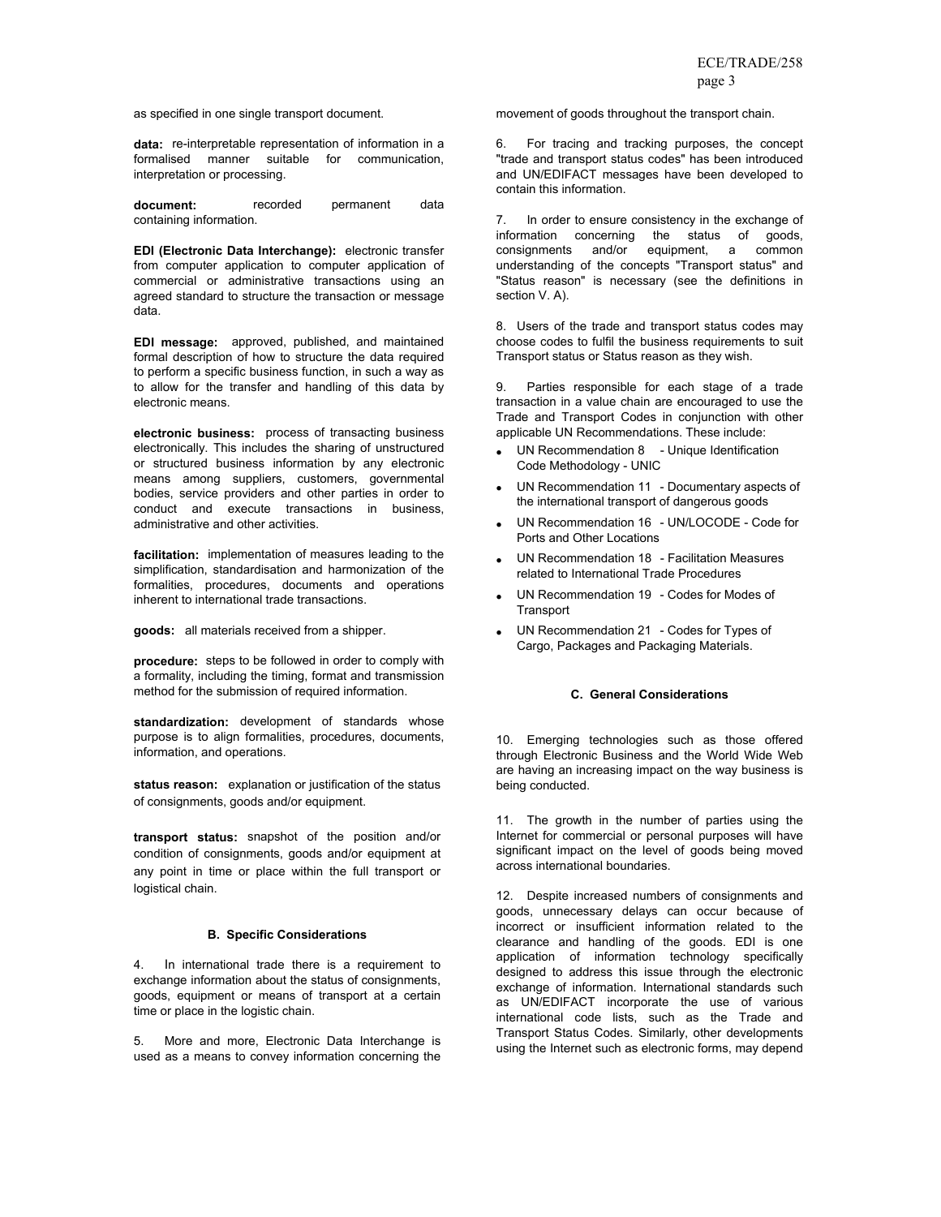as specified in one single transport document.

**data:** re-interpretable representation of information in a formalised manner suitable for communication, interpretation or processing.

**document:** recorded permanent data containing information.

**EDI (Electronic Data Interchange):** electronic transfer from computer application to computer application of commercial or administrative transactions using an agreed standard to structure the transaction or message data.

**EDI message:** approved, published, and maintained formal description of how to structure the data required to perform a specific business function, in such a way as to allow for the transfer and handling of this data by electronic means.

**electronic business:** process of transacting business electronically. This includes the sharing of unstructured or structured business information by any electronic means among suppliers, customers, governmental bodies, service providers and other parties in order to conduct and execute transactions in business, administrative and other activities.

**facilitation:** implementation of measures leading to the simplification, standardisation and harmonization of the formalities, procedures, documents and operations inherent to international trade transactions.

**goods:** all materials received from a shipper.

**procedure:** steps to be followed in order to comply with a formality, including the timing, format and transmission method for the submission of required information.

**standardization:** development of standards whose purpose is to align formalities, procedures, documents, information, and operations.

**status reason:** explanation or justification of the status of consignments, goods and/or equipment.

**transport status:** snapshot of the position and/or condition of consignments, goods and/or equipment at any point in time or place within the full transport or logistical chain.

#### B. Specific Considerations

4. In international trade there is a requirement to exchange information about the status of consignments, goods, equipment or means of transport at a certain time or place in the logistic chain.

5. More and more, Electronic Data Interchange is used as a means to convey information concerning the movement of goods throughout the transport chain.

6. For tracing and tracking purposes, the concept "trade and transport status codes" has been introduced and UN/EDIFACT messages have been developed to contain this information.

7. In order to ensure consistency in the exchange of information concerning the status of goods, consignments and/or equipment, a common understanding of the concepts "Transport status" and "Status reason" is necessary (see the definitions in section V. A).

8. Users of the trade and transport status codes may choose codes to fulfil the business requirements to suit Transport status or Status reason as they wish.

9. Parties responsible for each stage of a trade transaction in a value chain are encouraged to use the Trade and Transport Codes in conjunction with other applicable UN Recommendations. These include:

- UN Recommendation 8 - Unique Identification Code Methodology - UNIC
- UN Recommendation 11 - Documentary aspects of the international transport of dangerous goods
- UN Recommendation 16 - UN/LOCODE - Code for Ports and Other Locations
- UN Recommendation 18 - Facilitation Measures related to International Trade Procedures
- UN Recommendation 19 - Codes for Modes of Transport
- UN Recommendation 21 - Codes for Types of Cargo, Packages and Packaging Materials.

#### C. General Considerations

10. Emerging technologies such as those offered through Electronic Business and the World Wide Web are having an increasing impact on the way business is being conducted.

11. The growth in the number of parties using the Internet for commercial or personal purposes will have significant impact on the level of goods being moved across international boundaries.

12. Despite increased numbers of consignments and goods, unnecessary delays can occur because of incorrect or insufficient information related to the clearance and handling of the goods. EDI is one application of information technology specifically designed to address this issue through the electronic exchange of information. International standards such as UN/EDIFACT incorporate the use of various international code lists, such as the Trade and Transport Status Codes. Similarly, other developments using the Internet such as electronic forms, may depend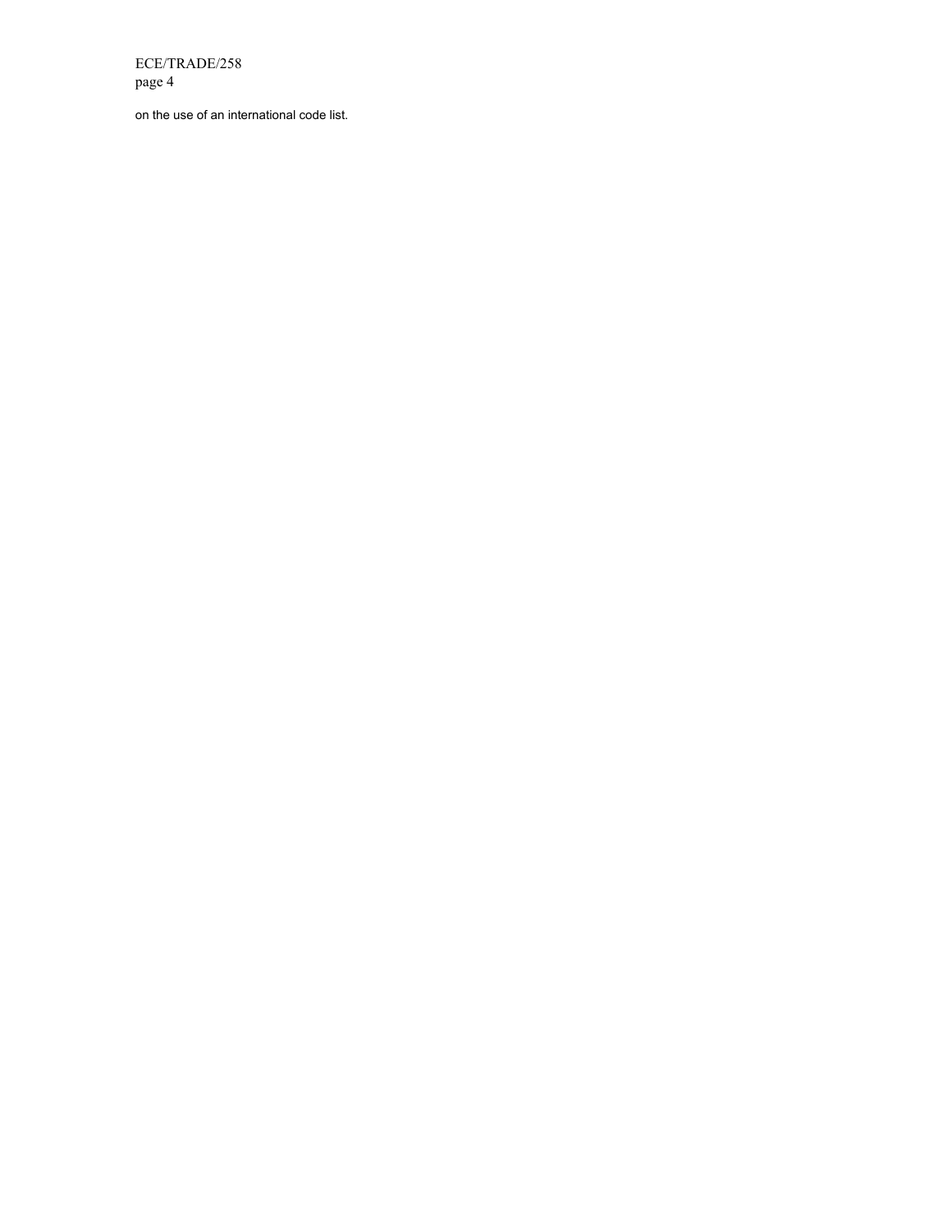on the use of an international code list.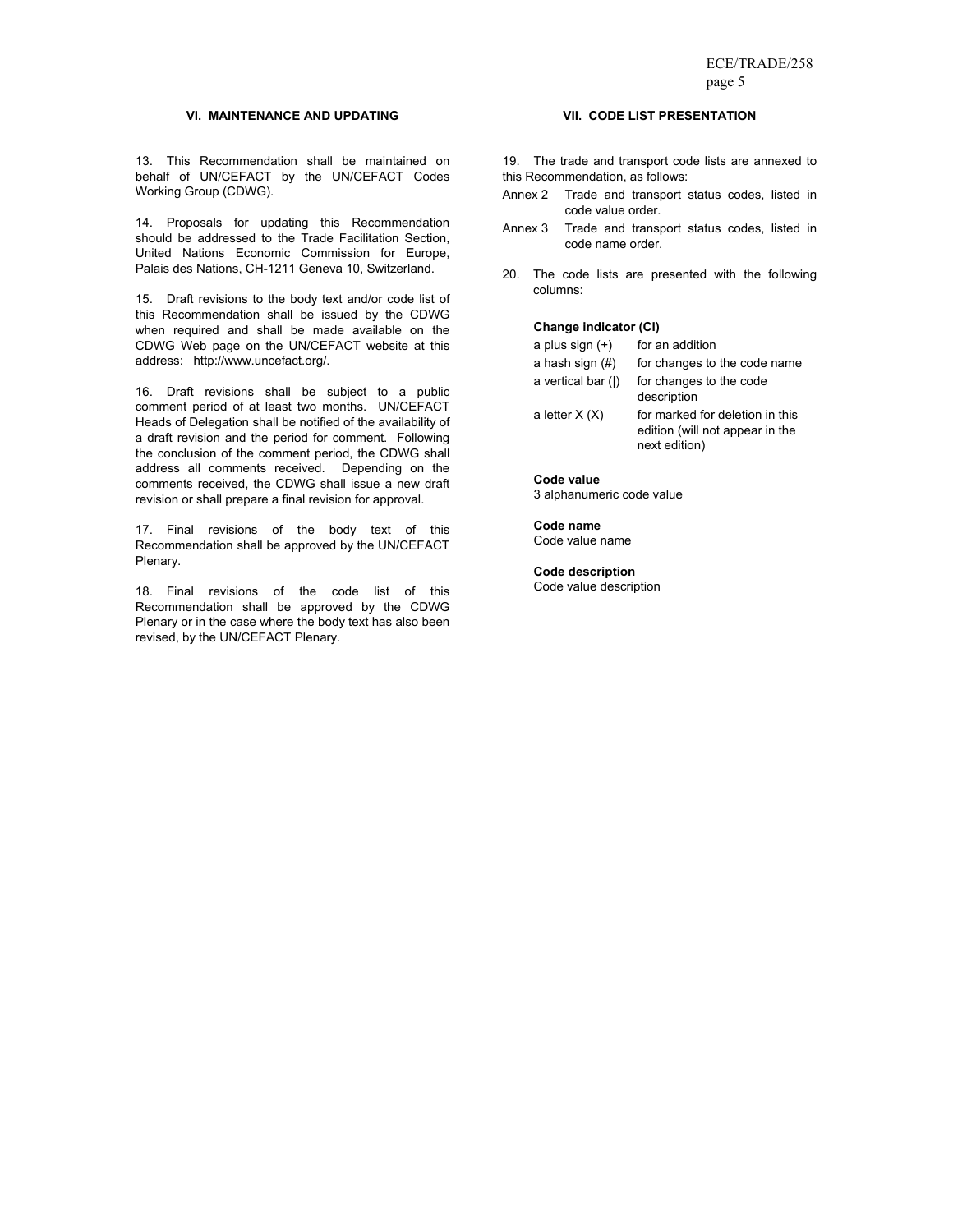## VI. MAINTENANCE AND UPDATING

13. This Recommendation shall be maintained on behalf of UN/CEFACT by the UN/CEFACT Codes Working Group (CDWG).

14. Proposals for updating this Recommendation should be addressed to the Trade Facilitation Section, United Nations Economic Commission for Europe, Palais des Nations, CH-1211 Geneva 10, Switzerland.

15. Draft revisions to the body text and/or code list of this Recommendation shall be issued by the CDWG when required and shall be made available on the CDWG Web page on the UN/CEFACT website at this address: http://www.uncefact.org/.

16. Draft revisions shall be subject to a public comment period of at least two months. UN/CEFACT Heads of Delegation shall be notified of the availability of a draft revision and the period for comment. Following the conclusion of the comment period, the CDWG shall address all comments received. Depending on the comments received, the CDWG shall issue a new draft revision or shall prepare a final revision for approval.

17. Final revisions of the body text of this Recommendation shall be approved by the UN/CEFACT Plenary.

18. Final revisions of the code list of this Recommendation shall be approved by the CDWG Plenary or in the case where the body text has also been revised, by the UN/CEFACT Plenary.

## VII. CODE LIST PRESENTATION

19. The trade and transport code lists are annexed to this Recommendation, as follows:

Annex 2 Trade and transport status codes, listed in code value order.

Annex 3 Trade and transport status codes, listed in code name order.

20. The code lists are presented with the following columns:

**Change indicator (CI)**

| | |
|---|---|
| a plus sign (+) | for an addition |
| a hash sign (#) | for changes to the code name |
| a vertical bar (\|) | for changes to the code description |
| a letter X (X) | for marked for deletion in this edition (will not appear in the next edition) |

**Code value**
3 alphanumeric code value

**Code name**
Code value name

**Code description**
Code value description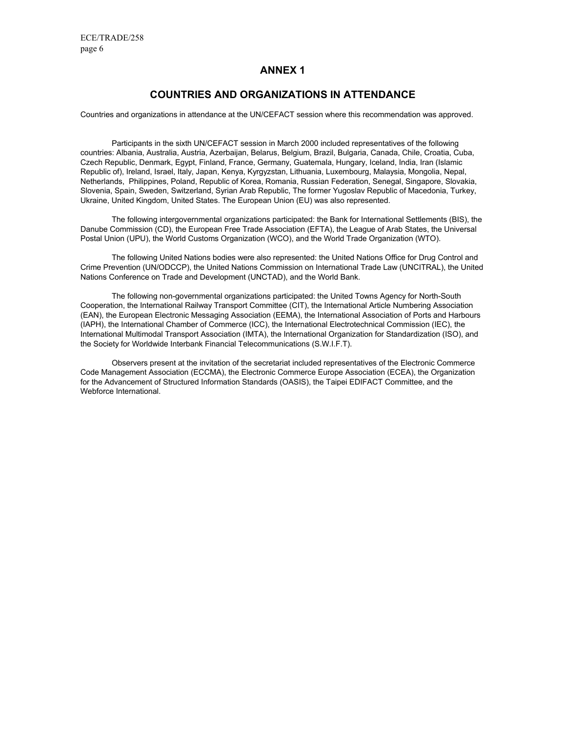# ANNEX 1

## COUNTRIES AND ORGANIZATIONS IN ATTENDANCE

Countries and organizations in attendance at the UN/CEFACT session where this recommendation was approved.

Participants in the sixth UN/CEFACT session in March 2000 included representatives of the following countries: Albania, Australia, Austria, Azerbaijan, Belarus, Belgium, Brazil, Bulgaria, Canada, Chile, Croatia, Cuba, Czech Republic, Denmark, Egypt, Finland, France, Germany, Guatemala, Hungary, Iceland, India, Iran (Islamic Republic of), Ireland, Israel, Italy, Japan, Kenya, Kyrgyzstan, Lithuania, Luxembourg, Malaysia, Mongolia, Nepal, Netherlands, Philippines, Poland, Republic of Korea, Romania, Russian Federation, Senegal, Singapore, Slovakia, Slovenia, Spain, Sweden, Switzerland, Syrian Arab Republic, The former Yugoslav Republic of Macedonia, Turkey, Ukraine, United Kingdom, United States. The European Union (EU) was also represented.

The following intergovernmental organizations participated: the Bank for International Settlements (BIS), the Danube Commission (CD), the European Free Trade Association (EFTA), the League of Arab States, the Universal Postal Union (UPU), the World Customs Organization (WCO), and the World Trade Organization (WTO).

The following United Nations bodies were also represented: the United Nations Office for Drug Control and Crime Prevention (UN/ODCCP), the United Nations Commission on International Trade Law (UNCITRAL), the United Nations Conference on Trade and Development (UNCTAD), and the World Bank.

The following non-governmental organizations participated: the United Towns Agency for North-South Cooperation, the International Railway Transport Committee (CIT), the International Article Numbering Association (EAN), the European Electronic Messaging Association (EEMA), the International Association of Ports and Harbours (IAPH), the International Chamber of Commerce (ICC), the International Electrotechnical Commission (IEC), the International Multimodal Transport Association (IMTA), the International Organization for Standardization (ISO), and the Society for Worldwide Interbank Financial Telecommunications (S.W.I.F.T).

Observers present at the invitation of the secretariat included representatives of the Electronic Commerce Code Management Association (ECCMA), the Electronic Commerce Europe Association (ECEA), the Organization for the Advancement of Structured Information Standards (OASIS), the Taipei EDIFACT Committee, and the Webforce International.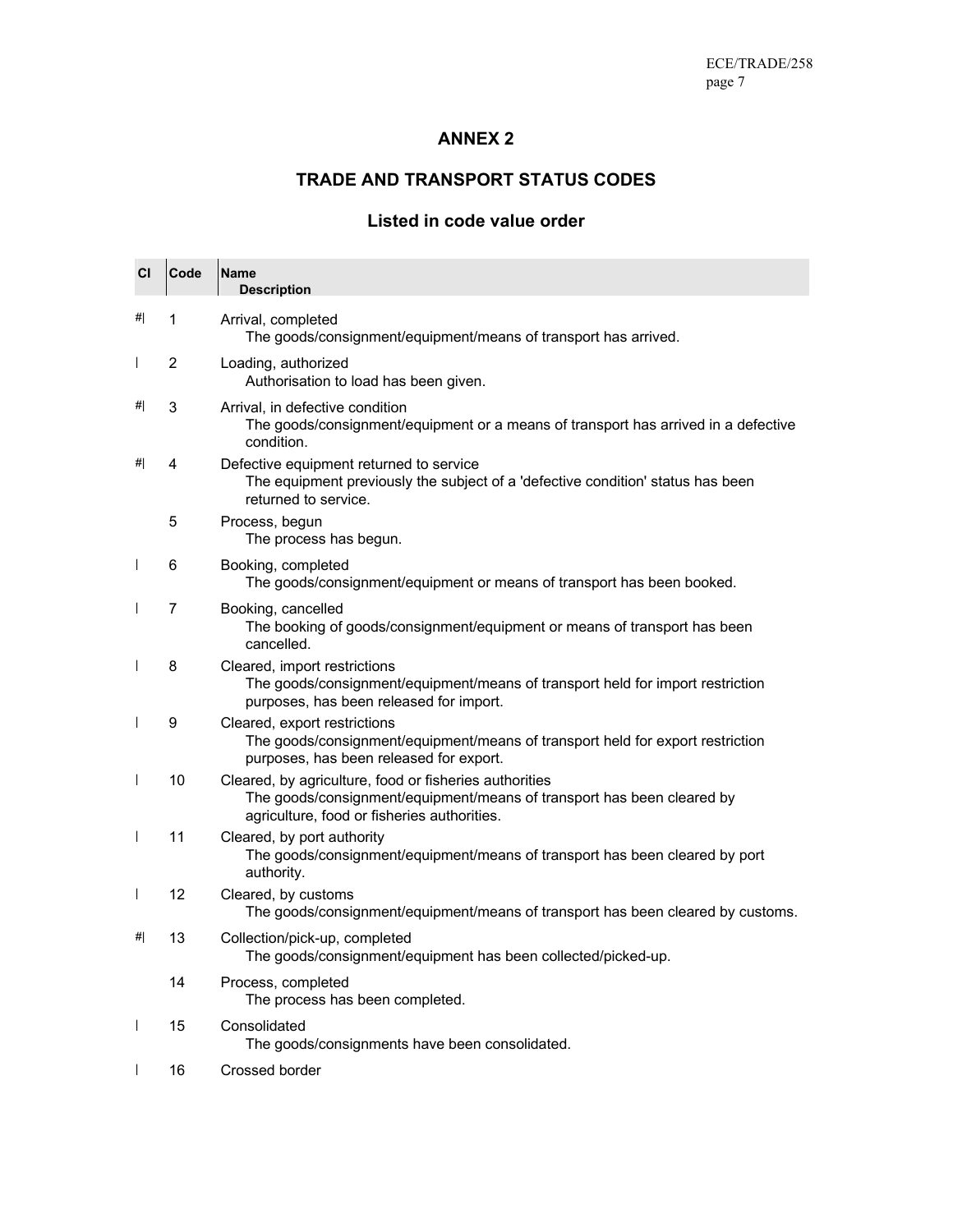## ANNEX 2

## TRADE AND TRANSPORT STATUS CODES

### Listed in code value order

| Cl | Code | Name<br>Description |
|---|---|---|
| #\| | 1 | Arrival, completed<br>The goods/consignment/equipment/means of transport has arrived. |
| \| | 2 | Loading, authorized<br>Authorisation to load has been given. |
| #\| | 3 | Arrival, in defective condition<br>The goods/consignment/equipment or a means of transport has arrived in a defective condition. |
| #\| | 4 | Defective equipment returned to service<br>The equipment previously the subject of a 'defective condition' status has been returned to service. |
| | 5 | Process, begun<br>The process has begun. |
| \| | 6 | Booking, completed<br>The goods/consignment/equipment or means of transport has been booked. |
| \| | 7 | Booking, cancelled<br>The booking of goods/consignment/equipment or means of transport has been cancelled. |
| \| | 8 | Cleared, import restrictions<br>The goods/consignment/equipment/means of transport held for import restriction purposes, has been released for import. |
| \| | 9 | Cleared, export restrictions<br>The goods/consignment/equipment/means of transport held for export restriction purposes, has been released for export. |
| \| | 10 | Cleared, by agriculture, food or fisheries authorities<br>The goods/consignment/equipment/means of transport has been cleared by agriculture, food or fisheries authorities. |
| \| | 11 | Cleared, by port authority<br>The goods/consignment/equipment/means of transport has been cleared by port authority. |
| \| | 12 | Cleared, by customs<br>The goods/consignment/equipment/means of transport has been cleared by customs. |
| #\| | 13 | Collection/pick-up, completed<br>The goods/consignment/equipment has been collected/picked-up. |
| | 14 | Process, completed<br>The process has been completed. |
| \| | 15 | Consolidated<br>The goods/consignments have been consolidated. |
| \| | 16 | Crossed border |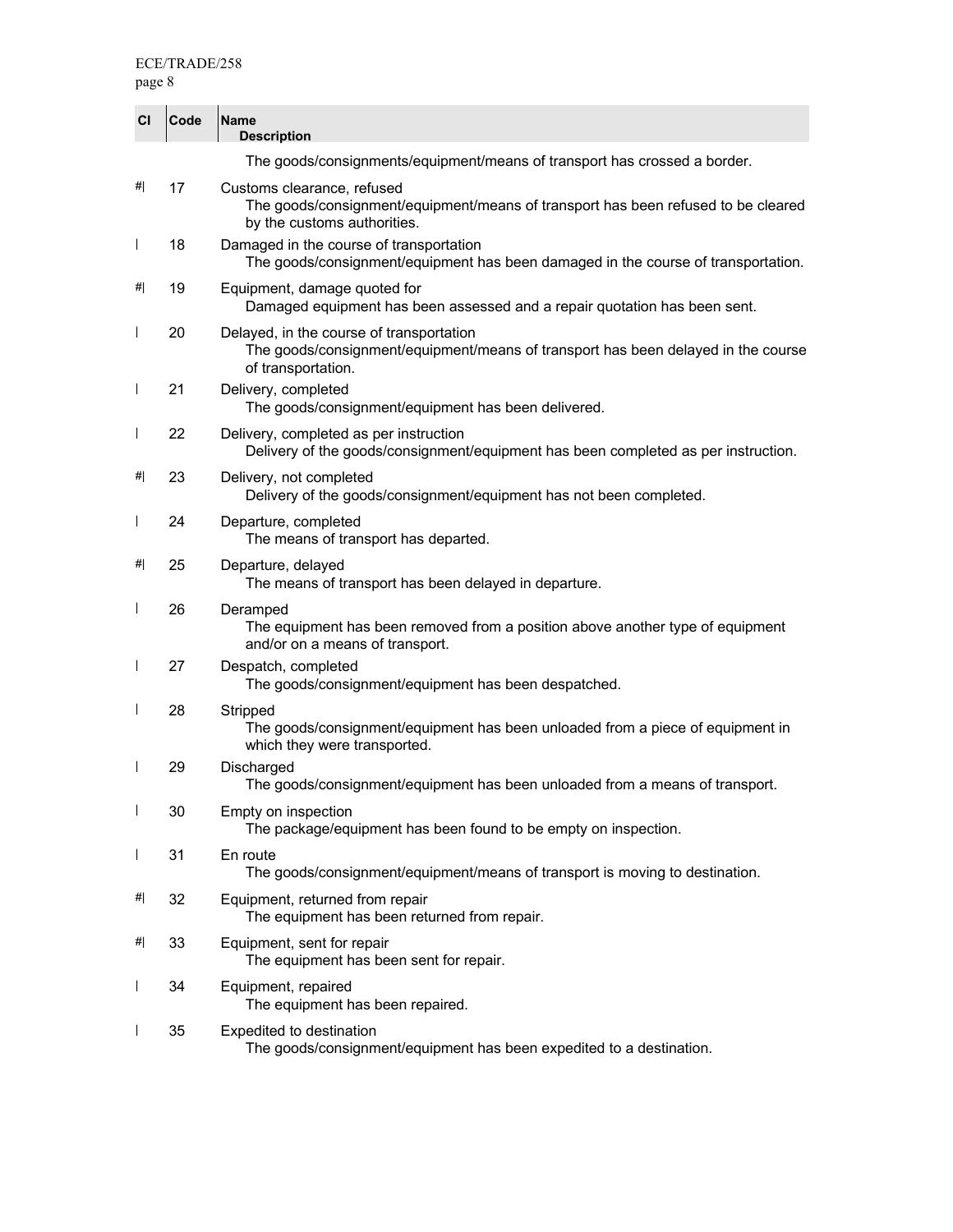| Cl | Code | Name<br>Description |
|---|---|---|
| | | The goods/consignments/equipment/means of transport has crossed a border. |
| #\| | 17 | Customs clearance, refused<br>The goods/consignment/equipment/means of transport has been refused to be cleared by the customs authorities. |
| \| | 18 | Damaged in the course of transportation<br>The goods/consignment/equipment has been damaged in the course of transportation. |
| #\| | 19 | Equipment, damage quoted for<br>Damaged equipment has been assessed and a repair quotation has been sent. |
| \| | 20 | Delayed, in the course of transportation<br>The goods/consignment/equipment/means of transport has been delayed in the course of transportation. |
| \| | 21 | Delivery, completed<br>The goods/consignment/equipment has been delivered. |
| \| | 22 | Delivery, completed as per instruction<br>Delivery of the goods/consignment/equipment has been completed as per instruction. |
| #\| | 23 | Delivery, not completed<br>Delivery of the goods/consignment/equipment has not been completed. |
| \| | 24 | Departure, completed<br>The means of transport has departed. |
| #\| | 25 | Departure, delayed<br>The means of transport has been delayed in departure. |
| \| | 26 | Deramped<br>The equipment has been removed from a position above another type of equipment and/or on a means of transport. |
| \| | 27 | Despatch, completed<br>The goods/consignment/equipment has been despatched. |
| \| | 28 | Stripped<br>The goods/consignment/equipment has been unloaded from a piece of equipment in which they were transported. |
| \| | 29 | Discharged<br>The goods/consignment/equipment has been unloaded from a means of transport. |
| \| | 30 | Empty on inspection<br>The package/equipment has been found to be empty on inspection. |
| \| | 31 | En route<br>The goods/consignment/equipment/means of transport is moving to destination. |
| #\| | 32 | Equipment, returned from repair<br>The equipment has been returned from repair. |
| #\| | 33 | Equipment, sent for repair<br>The equipment has been sent for repair. |
| \| | 34 | Equipment, repaired<br>The equipment has been repaired. |
| \| | 35 | Expedited to destination<br>The goods/consignment/equipment has been expedited to a destination. |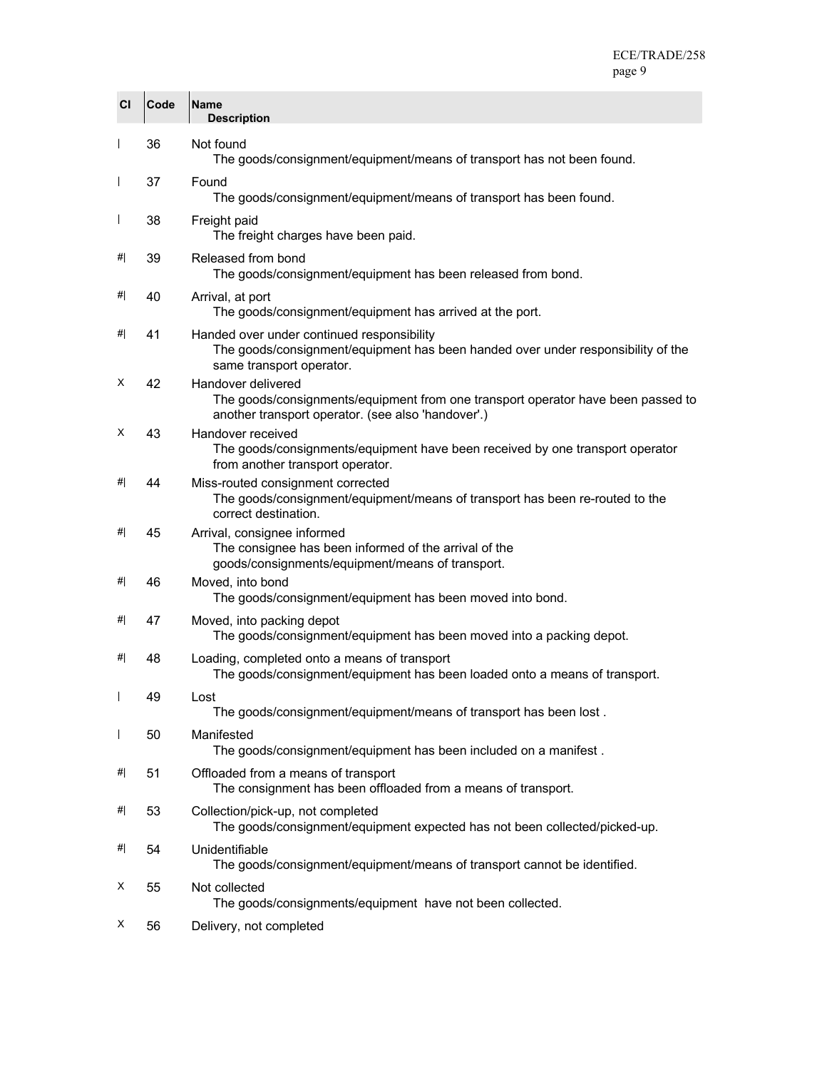| Cl | Code | Name<br>Description |
|---|---|---|
| \| | 36 | Not found<br>The goods/consignment/equipment/means of transport has not been found. |
| \| | 37 | Found<br>The goods/consignment/equipment/means of transport has been found. |
| \| | 38 | Freight paid<br>The freight charges have been paid. |
| #\| | 39 | Released from bond<br>The goods/consignment/equipment has been released from bond. |
| #\| | 40 | Arrival, at port<br>The goods/consignment/equipment has arrived at the port. |
| #\| | 41 | Handed over under continued responsibility<br>The goods/consignment/equipment has been handed over under responsibility of the same transport operator. |
| X | 42 | Handover delivered<br>The goods/consignments/equipment from one transport operator have been passed to another transport operator. (see also 'handover'.) |
| X | 43 | Handover received<br>The goods/consignments/equipment have been received by one transport operator from another transport operator. |
| #\| | 44 | Miss-routed consignment corrected<br>The goods/consignment/equipment/means of transport has been re-routed to the correct destination. |
| #\| | 45 | Arrival, consignee informed<br>The consignee has been informed of the arrival of the goods/consignments/equipment/means of transport. |
| #\| | 46 | Moved, into bond<br>The goods/consignment/equipment has been moved into bond. |
| #\| | 47 | Moved, into packing depot<br>The goods/consignment/equipment has been moved into a packing depot. |
| #\| | 48 | Loading, completed onto a means of transport<br>The goods/consignment/equipment has been loaded onto a means of transport. |
| \| | 49 | Lost<br>The goods/consignment/equipment/means of transport has been lost . |
| \| | 50 | Manifested<br>The goods/consignment/equipment has been included on a manifest . |
| #\| | 51 | Offloaded from a means of transport<br>The consignment has been offloaded from a means of transport. |
| #\| | 53 | Collection/pick-up, not completed<br>The goods/consignment/equipment expected has not been collected/picked-up. |
| #\| | 54 | Unidentifiable<br>The goods/consignment/equipment/means of transport cannot be identified. |
| X | 55 | Not collected<br>The goods/consignments/equipment have not been collected. |
| X | 56 | Delivery, not completed |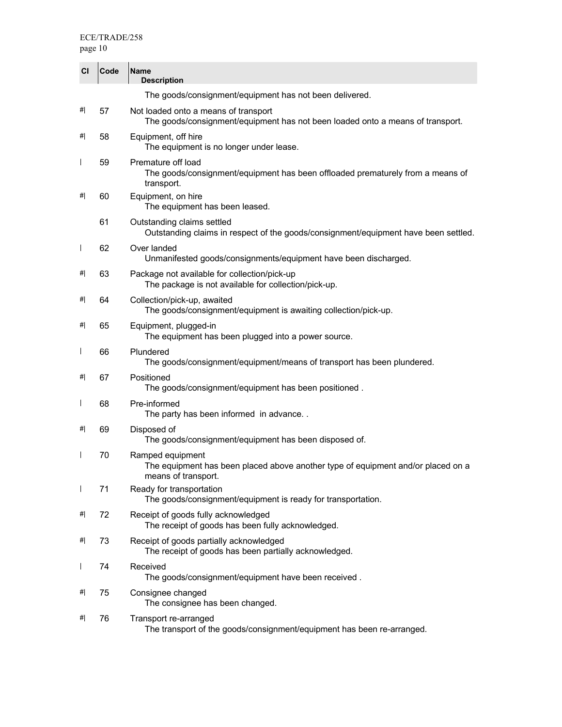| CI | Code | Name<br>Description |
|---|---|---|
| | | The goods/consignment/equipment has not been delivered. |
| #\| | 57 | Not loaded onto a means of transport<br>The goods/consignment/equipment has not been loaded onto a means of transport. |
| #\| | 58 | Equipment, off hire<br>The equipment is no longer under lease. |
| \| | 59 | Premature off load<br>The goods/consignment/equipment has been offloaded prematurely from a means of transport. |
| #\| | 60 | Equipment, on hire<br>The equipment has been leased. |
| | 61 | Outstanding claims settled<br>Outstanding claims in respect of the goods/consignment/equipment have been settled. |
| \| | 62 | Over landed<br>Unmanifested goods/consignments/equipment have been discharged. |
| #\| | 63 | Package not available for collection/pick-up<br>The package is not available for collection/pick-up. |
| #\| | 64 | Collection/pick-up, awaited<br>The goods/consignment/equipment is awaiting collection/pick-up. |
| #\| | 65 | Equipment, plugged-in<br>The equipment has been plugged into a power source. |
| \| | 66 | Plundered<br>The goods/consignment/equipment/means of transport has been plundered. |
| #\| | 67 | Positioned<br>The goods/consignment/equipment has been positioned . |
| \| | 68 | Pre-informed<br>The party has been informed in advance. . |
| #\| | 69 | Disposed of<br>The goods/consignment/equipment has been disposed of. |
| \| | 70 | Ramped equipment<br>The equipment has been placed above another type of equipment and/or placed on a means of transport. |
| \| | 71 | Ready for transportation<br>The goods/consignment/equipment is ready for transportation. |
| #\| | 72 | Receipt of goods fully acknowledged<br>The receipt of goods has been fully acknowledged. |
| #\| | 73 | Receipt of goods partially acknowledged<br>The receipt of goods has been partially acknowledged. |
| \| | 74 | Received<br>The goods/consignment/equipment have been received . |
| #\| | 75 | Consignee changed<br>The consignee has been changed. |
| #\| | 76 | Transport re-arranged<br>The transport of the goods/consignment/equipment has been re-arranged. |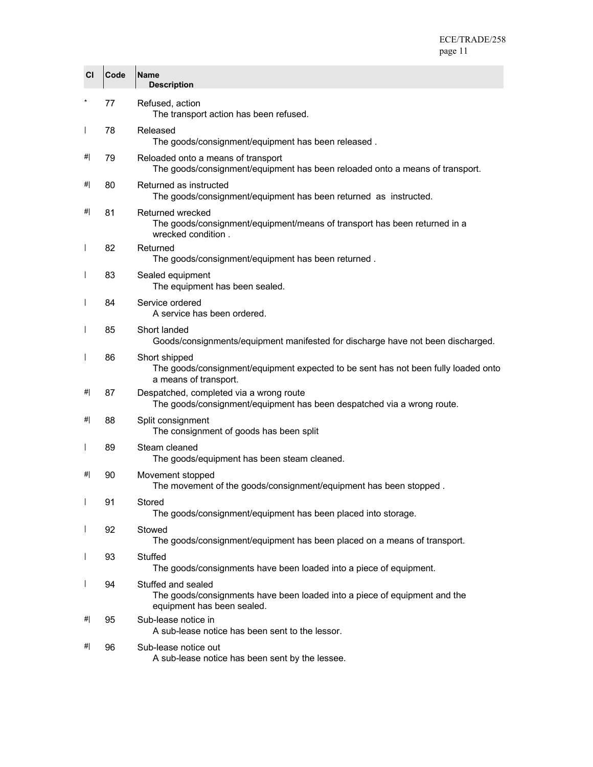| CI | Code | Name / Description |
|---|---|---|
| * | 77 | Refused, action<br>The transport action has been refused. |
| \| | 78 | Released<br>The goods/consignment/equipment has been released . |
| #\| | 79 | Reloaded onto a means of transport<br>The goods/consignment/equipment has been reloaded onto a means of transport. |
| #\| | 80 | Returned as instructed<br>The goods/consignment/equipment has been returned as instructed. |
| #\| | 81 | Returned wrecked<br>The goods/consignment/equipment/means of transport has been returned in a wrecked condition . |
| \| | 82 | Returned<br>The goods/consignment/equipment has been returned . |
| \| | 83 | Sealed equipment<br>The equipment has been sealed. |
| \| | 84 | Service ordered<br>A service has been ordered. |
| \| | 85 | Short landed<br>Goods/consignments/equipment manifested for discharge have not been discharged. |
| \| | 86 | Short shipped<br>The goods/consignment/equipment expected to be sent has not been fully loaded onto a means of transport. |
| #\| | 87 | Despatched, completed via a wrong route<br>The goods/consignment/equipment has been despatched via a wrong route. |
| #\| | 88 | Split consignment<br>The consignment of goods has been split |
| \| | 89 | Steam cleaned<br>The goods/equipment has been steam cleaned. |
| #\| | 90 | Movement stopped<br>The movement of the goods/consignment/equipment has been stopped . |
| \| | 91 | Stored<br>The goods/consignment/equipment has been placed into storage. |
| \| | 92 | Stowed<br>The goods/consignment/equipment has been placed on a means of transport. |
| \| | 93 | Stuffed<br>The goods/consignments have been loaded into a piece of equipment. |
| \| | 94 | Stuffed and sealed<br>The goods/consignments have been loaded into a piece of equipment and the equipment has been sealed. |
| #\| | 95 | Sub-lease notice in<br>A sub-lease notice has been sent to the lessor. |
| #\| | 96 | Sub-lease notice out<br>A sub-lease notice has been sent by the lessee. |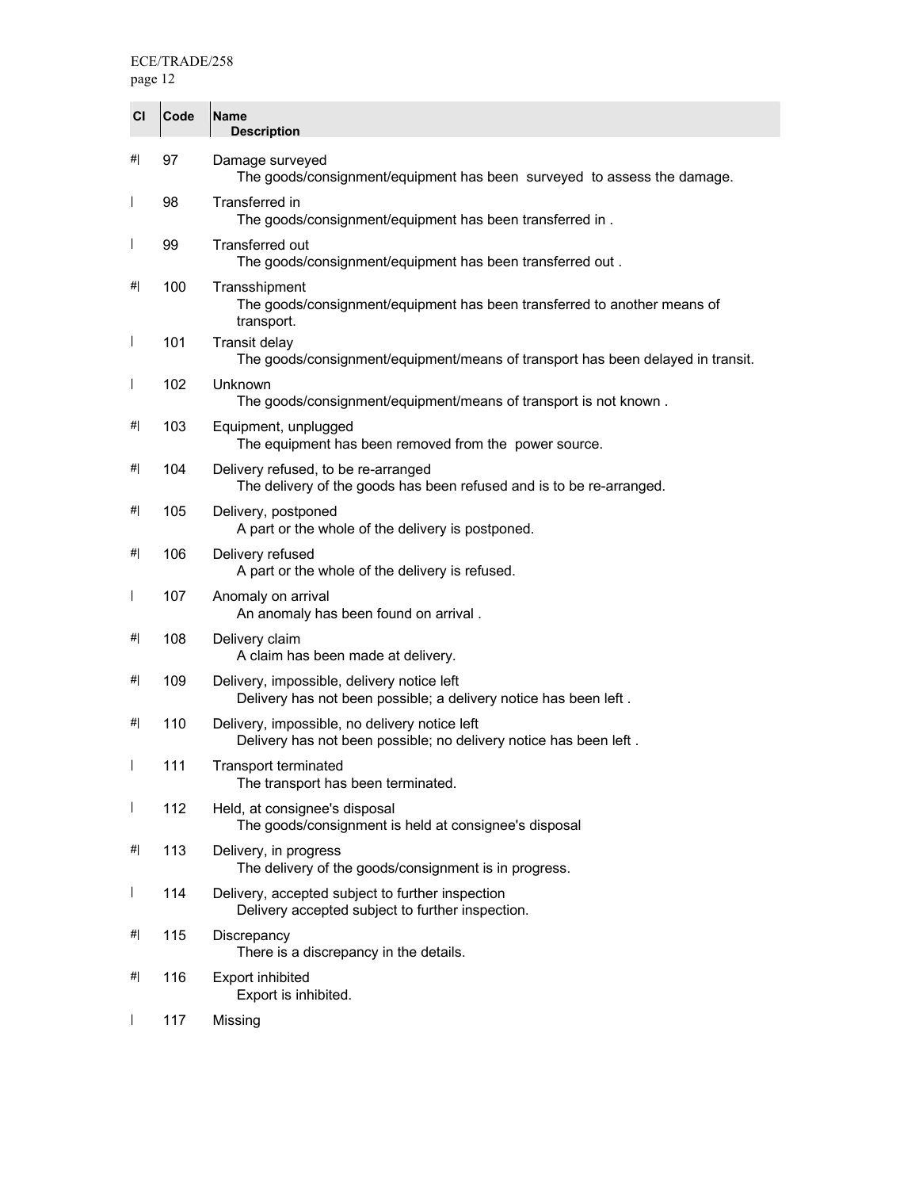| CI | Code | Name<br>Description |
|---|---|---|
| #\| | 97 | Damage surveyed<br>The goods/consignment/equipment has been surveyed to assess the damage. |
| \| | 98 | Transferred in<br>The goods/consignment/equipment has been transferred in . |
| \| | 99 | Transferred out<br>The goods/consignment/equipment has been transferred out . |
| #\| | 100 | Transshipment<br>The goods/consignment/equipment has been transferred to another means of transport. |
| \| | 101 | Transit delay<br>The goods/consignment/equipment/means of transport has been delayed in transit. |
| \| | 102 | Unknown<br>The goods/consignment/equipment/means of transport is not known . |
| #\| | 103 | Equipment, unplugged<br>The equipment has been removed from the power source. |
| #\| | 104 | Delivery refused, to be re-arranged<br>The delivery of the goods has been refused and is to be re-arranged. |
| #\| | 105 | Delivery, postponed<br>A part or the whole of the delivery is postponed. |
| #\| | 106 | Delivery refused<br>A part or the whole of the delivery is refused. |
| \| | 107 | Anomaly on arrival<br>An anomaly has been found on arrival . |
| #\| | 108 | Delivery claim<br>A claim has been made at delivery. |
| #\| | 109 | Delivery, impossible, delivery notice left<br>Delivery has not been possible; a delivery notice has been left . |
| #\| | 110 | Delivery, impossible, no delivery notice left<br>Delivery has not been possible; no delivery notice has been left . |
| \| | 111 | Transport terminated<br>The transport has been terminated. |
| \| | 112 | Held, at consignee's disposal<br>The goods/consignment is held at consignee's disposal |
| #\| | 113 | Delivery, in progress<br>The delivery of the goods/consignment is in progress. |
| \| | 114 | Delivery, accepted subject to further inspection<br>Delivery accepted subject to further inspection. |
| #\| | 115 | Discrepancy<br>There is a discrepancy in the details. |
| #\| | 116 | Export inhibited<br>Export is inhibited. |
| \| | 117 | Missing |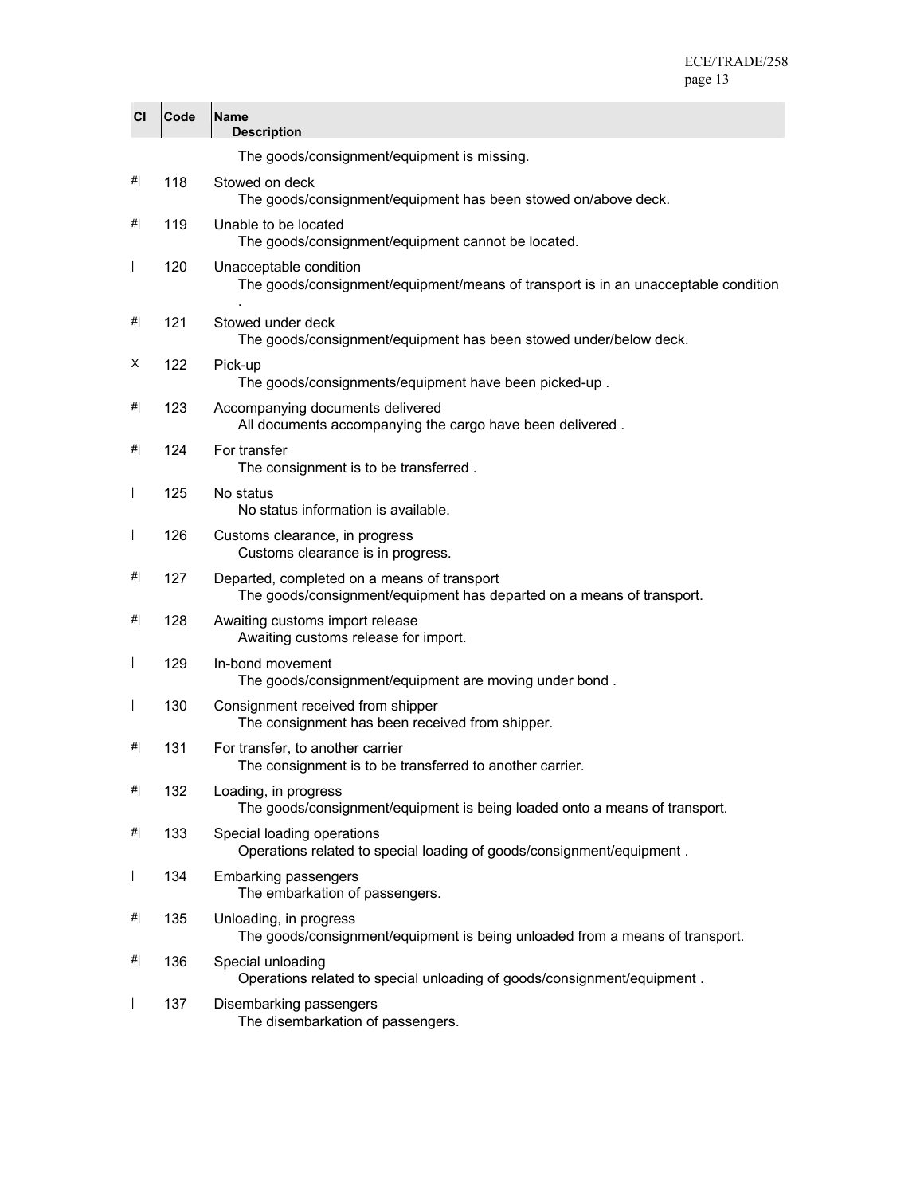| CI | Code | Name<br>Description |
|---|---|---|
| | | The goods/consignment/equipment is missing. |
| #\| | 118 | Stowed on deck<br>The goods/consignment/equipment has been stowed on/above deck. |
| #\| | 119 | Unable to be located<br>The goods/consignment/equipment cannot be located. |
| \| | 120 | Unacceptable condition<br>The goods/consignment/equipment/means of transport is in an unacceptable condition . |
| #\| | 121 | Stowed under deck<br>The goods/consignment/equipment has been stowed under/below deck. |
| X | 122 | Pick-up<br>The goods/consignments/equipment have been picked-up . |
| #\| | 123 | Accompanying documents delivered<br>All documents accompanying the cargo have been delivered . |
| #\| | 124 | For transfer<br>The consignment is to be transferred . |
| \| | 125 | No status<br>No status information is available. |
| \| | 126 | Customs clearance, in progress<br>Customs clearance is in progress. |
| #\| | 127 | Departed, completed on a means of transport<br>The goods/consignment/equipment has departed on a means of transport. |
| #\| | 128 | Awaiting customs import release<br>Awaiting customs release for import. |
| \| | 129 | In-bond movement<br>The goods/consignment/equipment are moving under bond . |
| \| | 130 | Consignment received from shipper<br>The consignment has been received from shipper. |
| #\| | 131 | For transfer, to another carrier<br>The consignment is to be transferred to another carrier. |
| #\| | 132 | Loading, in progress<br>The goods/consignment/equipment is being loaded onto a means of transport. |
| #\| | 133 | Special loading operations<br>Operations related to special loading of goods/consignment/equipment . |
| \| | 134 | Embarking passengers<br>The embarkation of passengers. |
| #\| | 135 | Unloading, in progress<br>The goods/consignment/equipment is being unloaded from a means of transport. |
| #\| | 136 | Special unloading<br>Operations related to special unloading of goods/consignment/equipment . |
| \| | 137 | Disembarking passengers<br>The disembarkation of passengers. |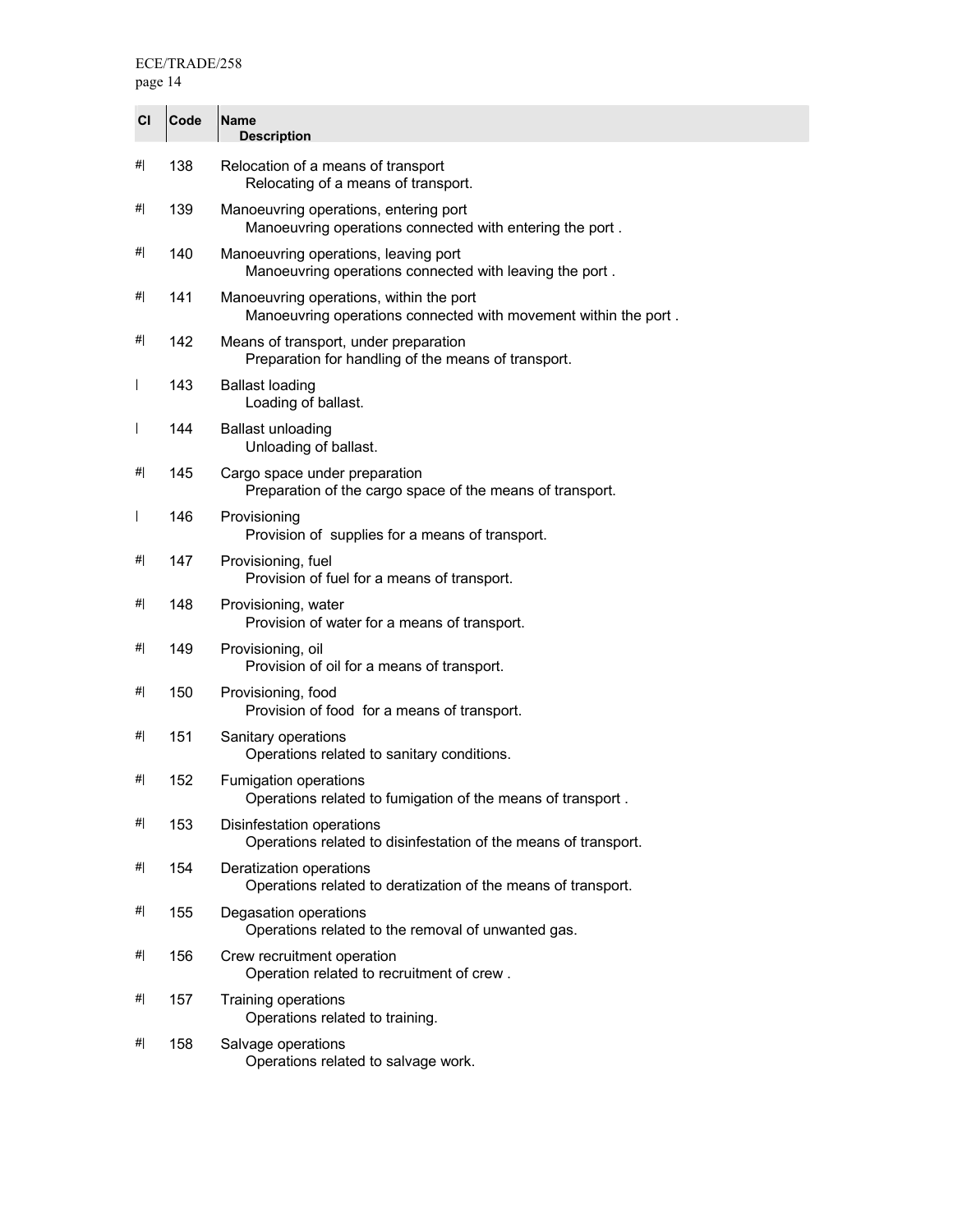| Cl | Code | Name<br>Description |
|---|---|---|
| #\| | 138 | Relocation of a means of transport<br>Relocating of a means of transport. |
| #\| | 139 | Manoeuvring operations, entering port<br>Manoeuvring operations connected with entering the port . |
| #\| | 140 | Manoeuvring operations, leaving port<br>Manoeuvring operations connected with leaving the port . |
| #\| | 141 | Manoeuvring operations, within the port<br>Manoeuvring operations connected with movement within the port . |
| #\| | 142 | Means of transport, under preparation<br>Preparation for handling of the means of transport. |
| \| | 143 | Ballast loading<br>Loading of ballast. |
| \| | 144 | Ballast unloading<br>Unloading of ballast. |
| #\| | 145 | Cargo space under preparation<br>Preparation of the cargo space of the means of transport. |
| \| | 146 | Provisioning<br>Provision of supplies for a means of transport. |
| #\| | 147 | Provisioning, fuel<br>Provision of fuel for a means of transport. |
| #\| | 148 | Provisioning, water<br>Provision of water for a means of transport. |
| #\| | 149 | Provisioning, oil<br>Provision of oil for a means of transport. |
| #\| | 150 | Provisioning, food<br>Provision of food for a means of transport. |
| #\| | 151 | Sanitary operations<br>Operations related to sanitary conditions. |
| #\| | 152 | Fumigation operations<br>Operations related to fumigation of the means of transport . |
| #\| | 153 | Disinfestation operations<br>Operations related to disinfestation of the means of transport. |
| #\| | 154 | Deratization operations<br>Operations related to deratization of the means of transport. |
| #\| | 155 | Degasation operations<br>Operations related to the removal of unwanted gas. |
| #\| | 156 | Crew recruitment operation<br>Operation related to recruitment of crew . |
| #\| | 157 | Training operations<br>Operations related to training. |
| #\| | 158 | Salvage operations<br>Operations related to salvage work. |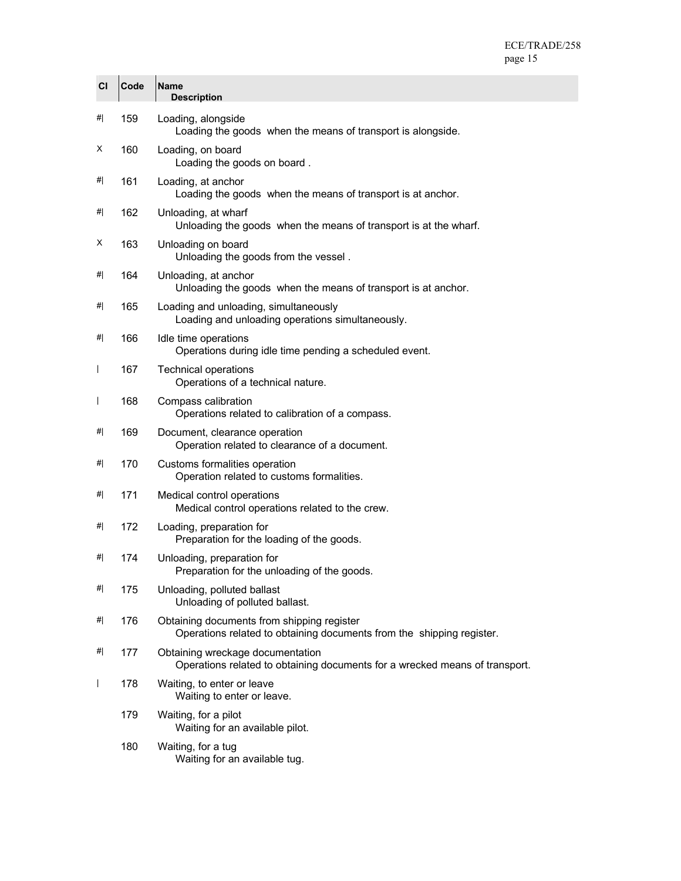| CI | Code | Name<br>Description |
|---|---|---|
| #\| | 159 | Loading, alongside<br>Loading the goods when the means of transport is alongside. |
| X | 160 | Loading, on board<br>Loading the goods on board . |
| #\| | 161 | Loading, at anchor<br>Loading the goods when the means of transport is at anchor. |
| #\| | 162 | Unloading, at wharf<br>Unloading the goods when the means of transport is at the wharf. |
| X | 163 | Unloading on board<br>Unloading the goods from the vessel . |
| #\| | 164 | Unloading, at anchor<br>Unloading the goods when the means of transport is at anchor. |
| #\| | 165 | Loading and unloading, simultaneously<br>Loading and unloading operations simultaneously. |
| #\| | 166 | Idle time operations<br>Operations during idle time pending a scheduled event. |
| \| | 167 | Technical operations<br>Operations of a technical nature. |
| \| | 168 | Compass calibration<br>Operations related to calibration of a compass. |
| #\| | 169 | Document, clearance operation<br>Operation related to clearance of a document. |
| #\| | 170 | Customs formalities operation<br>Operation related to customs formalities. |
| #\| | 171 | Medical control operations<br>Medical control operations related to the crew. |
| #\| | 172 | Loading, preparation for<br>Preparation for the loading of the goods. |
| #\| | 174 | Unloading, preparation for<br>Preparation for the unloading of the goods. |
| #\| | 175 | Unloading, polluted ballast<br>Unloading of polluted ballast. |
| #\| | 176 | Obtaining documents from shipping register<br>Operations related to obtaining documents from the shipping register. |
| #\| | 177 | Obtaining wreckage documentation<br>Operations related to obtaining documents for a wrecked means of transport. |
| \| | 178 | Waiting, to enter or leave<br>Waiting to enter or leave. |
|  | 179 | Waiting, for a pilot<br>Waiting for an available pilot. |
|  | 180 | Waiting, for a tug<br>Waiting for an available tug. |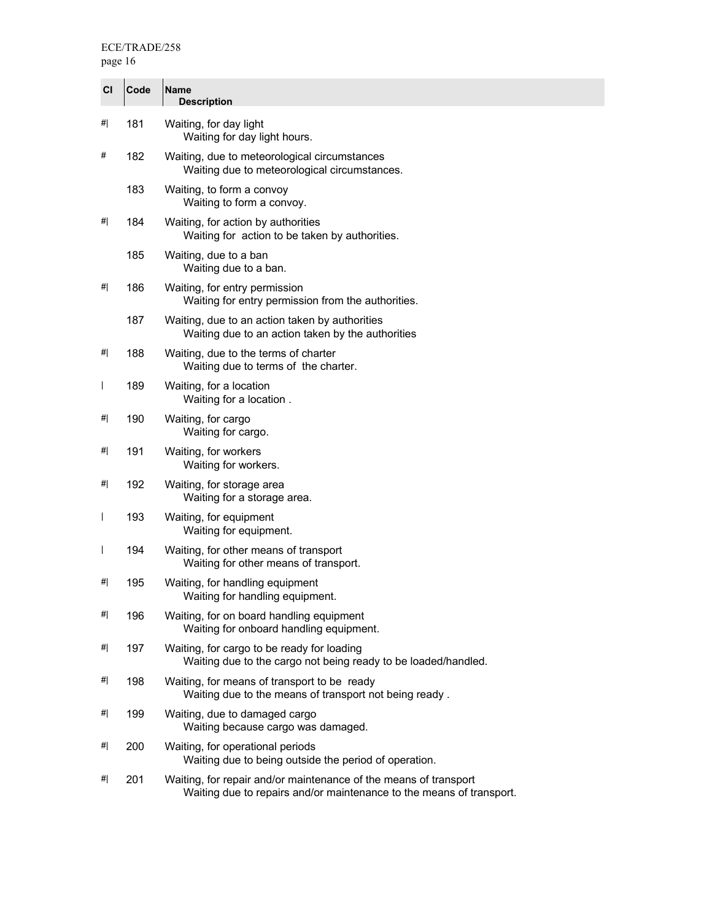| CI | Code | Name / Description |
|---|---|---|
| #\| | 181 | Waiting, for day light<br>Waiting for day light hours. |
| # | 182 | Waiting, due to meteorological circumstances<br>Waiting due to meteorological circumstances. |
| | 183 | Waiting, to form a convoy<br>Waiting to form a convoy. |
| #\| | 184 | Waiting, for action by authorities<br>Waiting for action to be taken by authorities. |
| | 185 | Waiting, due to a ban<br>Waiting due to a ban. |
| #\| | 186 | Waiting, for entry permission<br>Waiting for entry permission from the authorities. |
| | 187 | Waiting, due to an action taken by authorities<br>Waiting due to an action taken by the authorities |
| #\| | 188 | Waiting, due to the terms of charter<br>Waiting due to terms of the charter. |
| \| | 189 | Waiting, for a location<br>Waiting for a location . |
| #\| | 190 | Waiting, for cargo<br>Waiting for cargo. |
| #\| | 191 | Waiting, for workers<br>Waiting for workers. |
| #\| | 192 | Waiting, for storage area<br>Waiting for a storage area. |
| \| | 193 | Waiting, for equipment<br>Waiting for equipment. |
| \| | 194 | Waiting, for other means of transport<br>Waiting for other means of transport. |
| #\| | 195 | Waiting, for handling equipment<br>Waiting for handling equipment. |
| #\| | 196 | Waiting, for on board handling equipment<br>Waiting for onboard handling equipment. |
| #\| | 197 | Waiting, for cargo to be ready for loading<br>Waiting due to the cargo not being ready to be loaded/handled. |
| #\| | 198 | Waiting, for means of transport to be ready<br>Waiting due to the means of transport not being ready . |
| #\| | 199 | Waiting, due to damaged cargo<br>Waiting because cargo was damaged. |
| #\| | 200 | Waiting, for operational periods<br>Waiting due to being outside the period of operation. |
| #\| | 201 | Waiting, for repair and/or maintenance of the means of transport<br>Waiting due to repairs and/or maintenance to the means of transport. |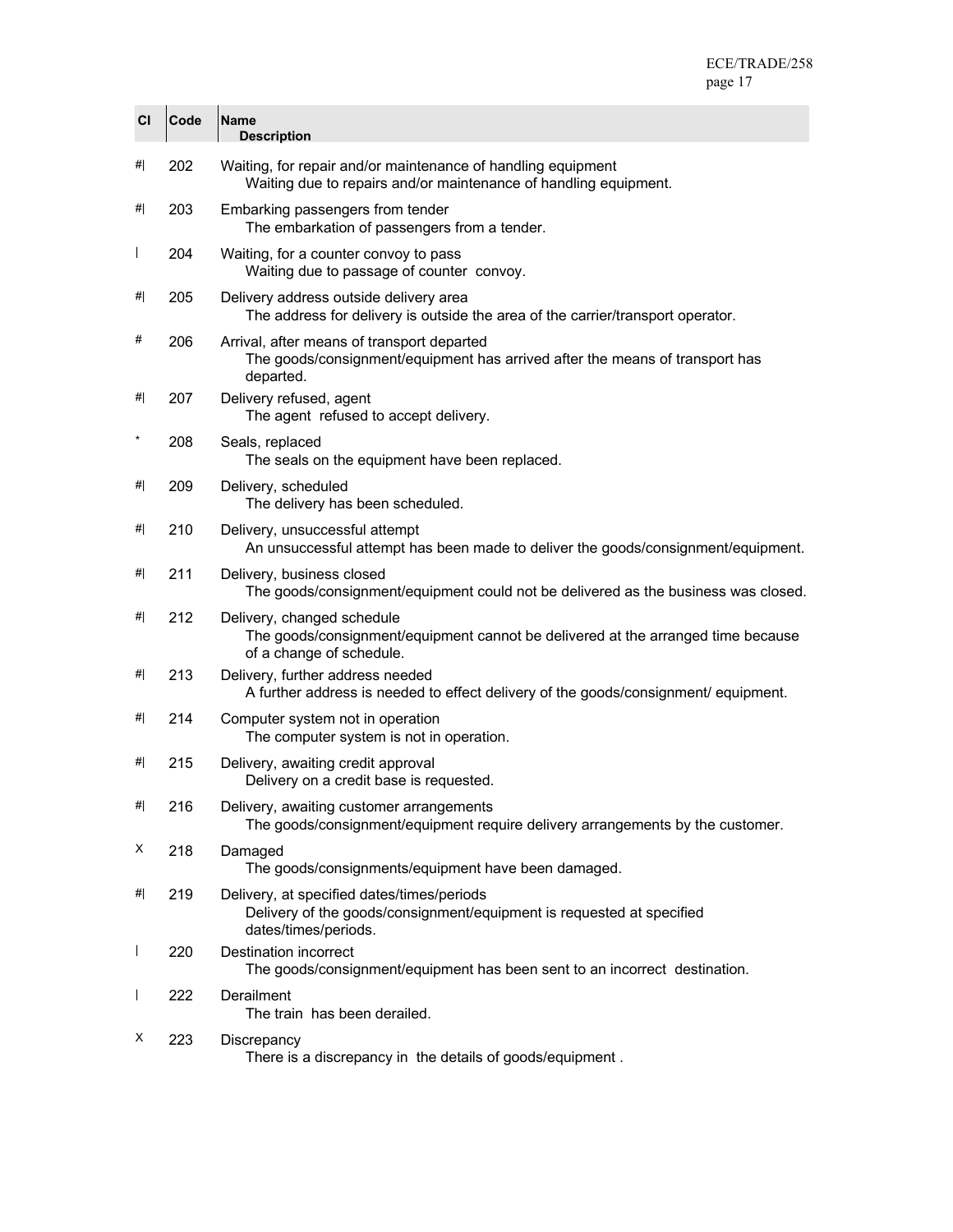| CI | Code | Name<br>Description |
|---|---|---|
| #\| | 202 | Waiting, for repair and/or maintenance of handling equipment<br>Waiting due to repairs and/or maintenance of handling equipment. |
| #\| | 203 | Embarking passengers from tender<br>The embarkation of passengers from a tender. |
| \| | 204 | Waiting, for a counter convoy to pass<br>Waiting due to passage of counter convoy. |
| #\| | 205 | Delivery address outside delivery area<br>The address for delivery is outside the area of the carrier/transport operator. |
| # | 206 | Arrival, after means of transport departed<br>The goods/consignment/equipment has arrived after the means of transport has departed. |
| #\| | 207 | Delivery refused, agent<br>The agent refused to accept delivery. |
| * | 208 | Seals, replaced<br>The seals on the equipment have been replaced. |
| #\| | 209 | Delivery, scheduled<br>The delivery has been scheduled. |
| #\| | 210 | Delivery, unsuccessful attempt<br>An unsuccessful attempt has been made to deliver the goods/consignment/equipment. |
| #\| | 211 | Delivery, business closed<br>The goods/consignment/equipment could not be delivered as the business was closed. |
| #\| | 212 | Delivery, changed schedule<br>The goods/consignment/equipment cannot be delivered at the arranged time because of a change of schedule. |
| #\| | 213 | Delivery, further address needed<br>A further address is needed to effect delivery of the goods/consignment/ equipment. |
| #\| | 214 | Computer system not in operation<br>The computer system is not in operation. |
| #\| | 215 | Delivery, awaiting credit approval<br>Delivery on a credit base is requested. |
| #\| | 216 | Delivery, awaiting customer arrangements<br>The goods/consignment/equipment require delivery arrangements by the customer. |
| X | 218 | Damaged<br>The goods/consignments/equipment have been damaged. |
| #\| | 219 | Delivery, at specified dates/times/periods<br>Delivery of the goods/consignment/equipment is requested at specified dates/times/periods. |
| \| | 220 | Destination incorrect<br>The goods/consignment/equipment has been sent to an incorrect destination. |
| \| | 222 | Derailment<br>The train has been derailed. |
| X | 223 | Discrepancy<br>There is a discrepancy in the details of goods/equipment . |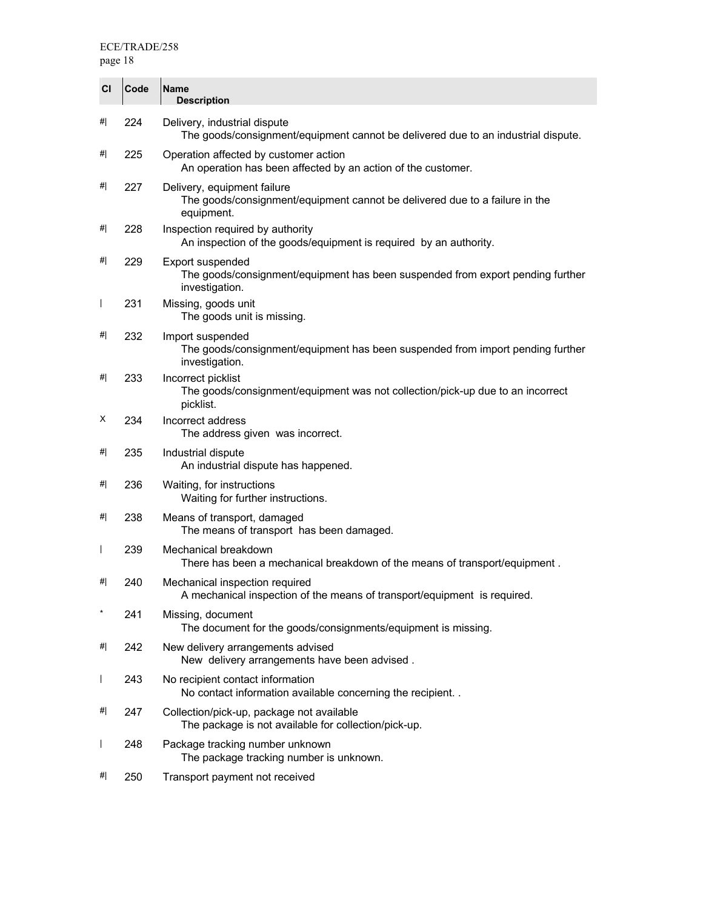| CI | Code | Name / Description |
|---|---|---|
| #\| | 224 | Delivery, industrial dispute<br>The goods/consignment/equipment cannot be delivered due to an industrial dispute. |
| #\| | 225 | Operation affected by customer action<br>An operation has been affected by an action of the customer. |
| #\| | 227 | Delivery, equipment failure<br>The goods/consignment/equipment cannot be delivered due to a failure in the equipment. |
| #\| | 228 | Inspection required by authority<br>An inspection of the goods/equipment is required by an authority. |
| #\| | 229 | Export suspended<br>The goods/consignment/equipment has been suspended from export pending further investigation. |
| \| | 231 | Missing, goods unit<br>The goods unit is missing. |
| #\| | 232 | Import suspended<br>The goods/consignment/equipment has been suspended from import pending further investigation. |
| #\| | 233 | Incorrect picklist<br>The goods/consignment/equipment was not collection/pick-up due to an incorrect picklist. |
| X | 234 | Incorrect address<br>The address given was incorrect. |
| #\| | 235 | Industrial dispute<br>An industrial dispute has happened. |
| #\| | 236 | Waiting, for instructions<br>Waiting for further instructions. |
| #\| | 238 | Means of transport, damaged<br>The means of transport has been damaged. |
| \| | 239 | Mechanical breakdown<br>There has been a mechanical breakdown of the means of transport/equipment . |
| #\| | 240 | Mechanical inspection required<br>A mechanical inspection of the means of transport/equipment is required. |
| * | 241 | Missing, document<br>The document for the goods/consignments/equipment is missing. |
| #\| | 242 | New delivery arrangements advised<br>New delivery arrangements have been advised . |
| \| | 243 | No recipient contact information<br>No contact information available concerning the recipient. . |
| #\| | 247 | Collection/pick-up, package not available<br>The package is not available for collection/pick-up. |
| \| | 248 | Package tracking number unknown<br>The package tracking number is unknown. |
| #\| | 250 | Transport payment not received |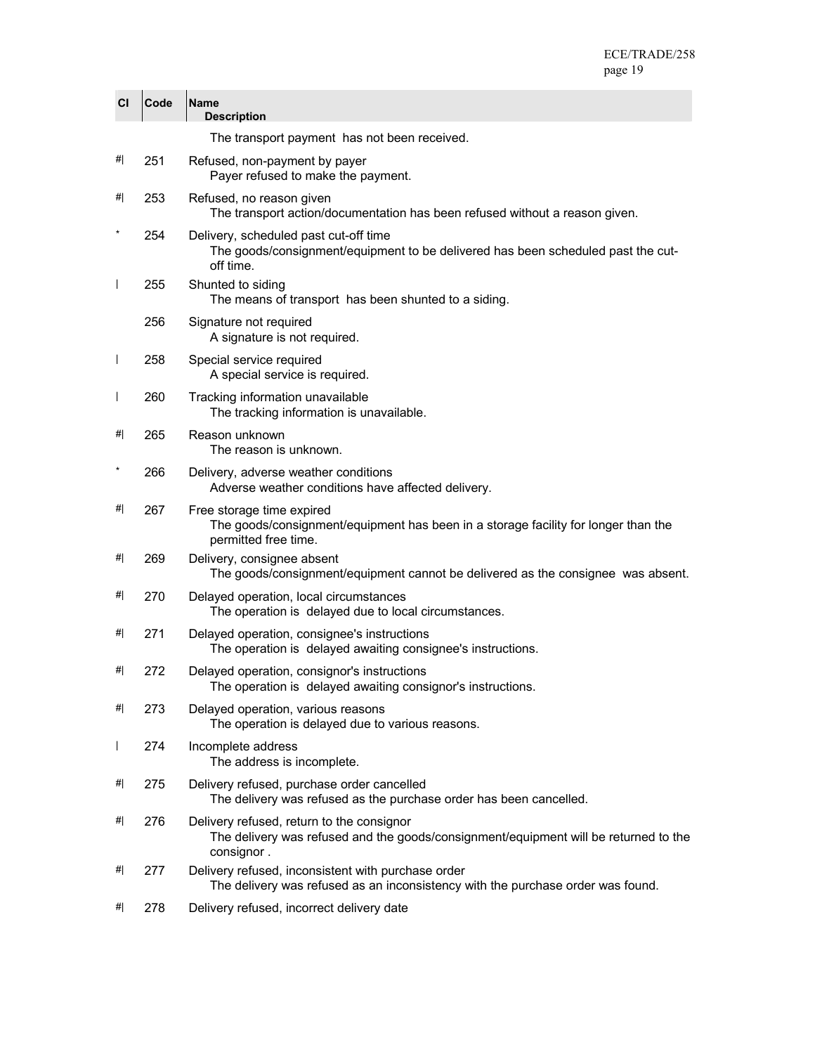| CI | Code | Name<br>Description |
| --- | --- | --- |
| | | The transport payment has not been received. |
| #\| | 251 | Refused, non-payment by payer<br>Payer refused to make the payment. |
| #\| | 253 | Refused, no reason given<br>The transport action/documentation has been refused without a reason given. |
| * | 254 | Delivery, scheduled past cut-off time<br>The goods/consignment/equipment to be delivered has been scheduled past the cut-off time. |
| \| | 255 | Shunted to siding<br>The means of transport has been shunted to a siding. |
| | 256 | Signature not required<br>A signature is not required. |
| \| | 258 | Special service required<br>A special service is required. |
| \| | 260 | Tracking information unavailable<br>The tracking information is unavailable. |
| #\| | 265 | Reason unknown<br>The reason is unknown. |
| * | 266 | Delivery, adverse weather conditions<br>Adverse weather conditions have affected delivery. |
| #\| | 267 | Free storage time expired<br>The goods/consignment/equipment has been in a storage facility for longer than the permitted free time. |
| #\| | 269 | Delivery, consignee absent<br>The goods/consignment/equipment cannot be delivered as the consignee was absent. |
| #\| | 270 | Delayed operation, local circumstances<br>The operation is delayed due to local circumstances. |
| #\| | 271 | Delayed operation, consignee's instructions<br>The operation is delayed awaiting consignee's instructions. |
| #\| | 272 | Delayed operation, consignor's instructions<br>The operation is delayed awaiting consignor's instructions. |
| #\| | 273 | Delayed operation, various reasons<br>The operation is delayed due to various reasons. |
| \| | 274 | Incomplete address<br>The address is incomplete. |
| #\| | 275 | Delivery refused, purchase order cancelled<br>The delivery was refused as the purchase order has been cancelled. |
| #\| | 276 | Delivery refused, return to the consignor<br>The delivery was refused and the goods/consignment/equipment will be returned to the consignor . |
| #\| | 277 | Delivery refused, inconsistent with purchase order<br>The delivery was refused as an inconsistency with the purchase order was found. |
| #\| | 278 | Delivery refused, incorrect delivery date |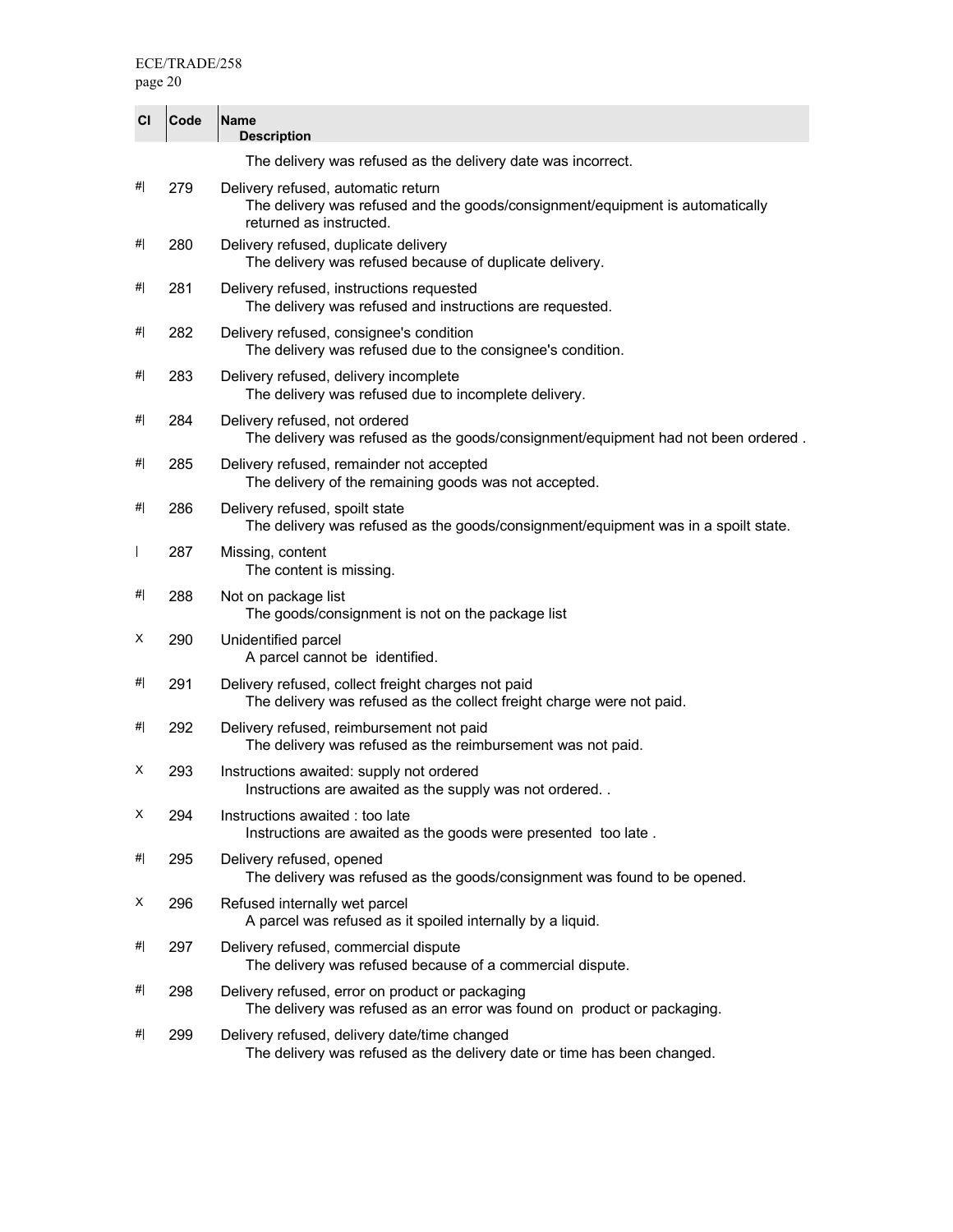| CI | Code | Name<br>Description |
|---|---|---|
| | | The delivery was refused as the delivery date was incorrect. |
| #\| | 279 | Delivery refused, automatic return<br>The delivery was refused and the goods/consignment/equipment is automatically returned as instructed. |
| #\| | 280 | Delivery refused, duplicate delivery<br>The delivery was refused because of duplicate delivery. |
| #\| | 281 | Delivery refused, instructions requested<br>The delivery was refused and instructions are requested. |
| #\| | 282 | Delivery refused, consignee's condition<br>The delivery was refused due to the consignee's condition. |
| #\| | 283 | Delivery refused, delivery incomplete<br>The delivery was refused due to incomplete delivery. |
| #\| | 284 | Delivery refused, not ordered<br>The delivery was refused as the goods/consignment/equipment had not been ordered . |
| #\| | 285 | Delivery refused, remainder not accepted<br>The delivery of the remaining goods was not accepted. |
| #\| | 286 | Delivery refused, spoilt state<br>The delivery was refused as the goods/consignment/equipment was in a spoilt state. |
| \| | 287 | Missing, content<br>The content is missing. |
| #\| | 288 | Not on package list<br>The goods/consignment is not on the package list |
| X | 290 | Unidentified parcel<br>A parcel cannot be identified. |
| #\| | 291 | Delivery refused, collect freight charges not paid<br>The delivery was refused as the collect freight charge were not paid. |
| #\| | 292 | Delivery refused, reimbursement not paid<br>The delivery was refused as the reimbursement was not paid. |
| X | 293 | Instructions awaited: supply not ordered<br>Instructions are awaited as the supply was not ordered. . |
| X | 294 | Instructions awaited : too late<br>Instructions are awaited as the goods were presented too late . |
| #\| | 295 | Delivery refused, opened<br>The delivery was refused as the goods/consignment was found to be opened. |
| X | 296 | Refused internally wet parcel<br>A parcel was refused as it spoiled internally by a liquid. |
| #\| | 297 | Delivery refused, commercial dispute<br>The delivery was refused because of a commercial dispute. |
| #\| | 298 | Delivery refused, error on product or packaging<br>The delivery was refused as an error was found on product or packaging. |
| #\| | 299 | Delivery refused, delivery date/time changed<br>The delivery was refused as the delivery date or time has been changed. |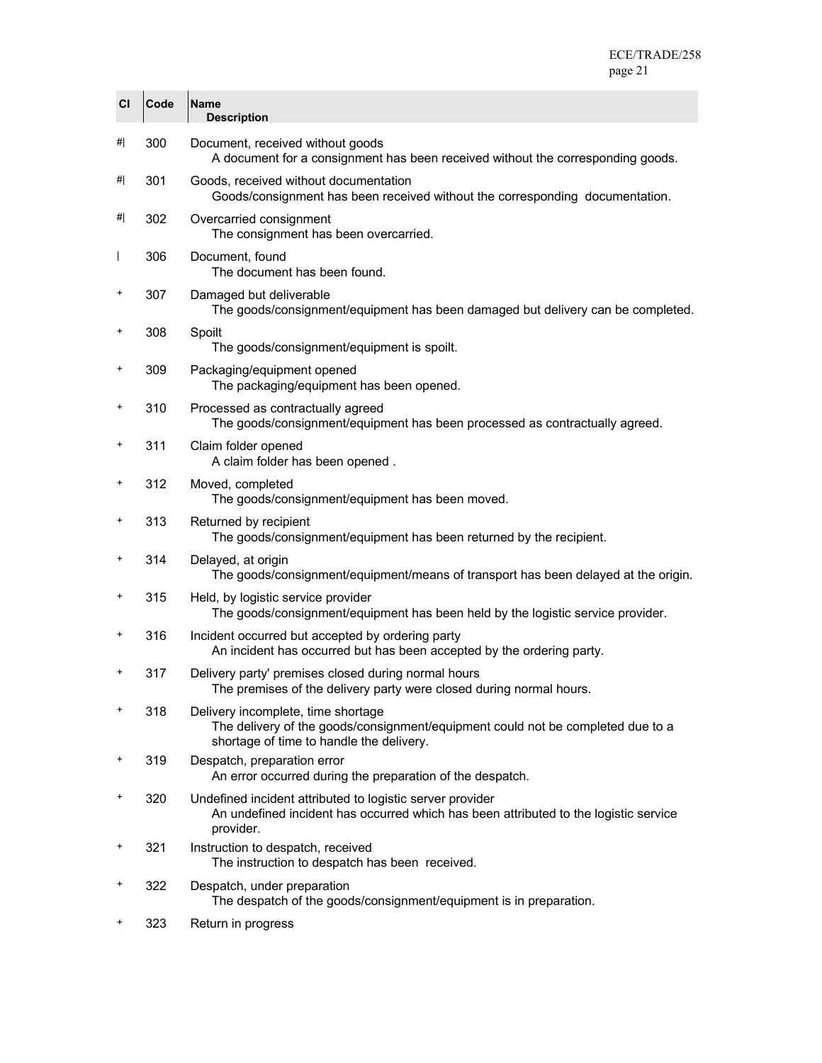| CI | Code | Name<br>Description |
|---|---|---|
| #\| | 300 | Document, received without goods<br>A document for a consignment has been received without the corresponding goods. |
| #\| | 301 | Goods, received without documentation<br>Goods/consignment has been received without the corresponding documentation. |
| #\| | 302 | Overcarried consignment<br>The consignment has been overcarried. |
| \| | 306 | Document, found<br>The document has been found. |
| + | 307 | Damaged but deliverable<br>The goods/consignment/equipment has been damaged but delivery can be completed. |
| + | 308 | Spoilt<br>The goods/consignment/equipment is spoilt. |
| + | 309 | Packaging/equipment opened<br>The packaging/equipment has been opened. |
| + | 310 | Processed as contractually agreed<br>The goods/consignment/equipment has been processed as contractually agreed. |
| + | 311 | Claim folder opened<br>A claim folder has been opened . |
| + | 312 | Moved, completed<br>The goods/consignment/equipment has been moved. |
| + | 313 | Returned by recipient<br>The goods/consignment/equipment has been returned by the recipient. |
| + | 314 | Delayed, at origin<br>The goods/consignment/equipment/means of transport has been delayed at the origin. |
| + | 315 | Held, by logistic service provider<br>The goods/consignment/equipment has been held by the logistic service provider. |
| + | 316 | Incident occurred but accepted by ordering party<br>An incident has occurred but has been accepted by the ordering party. |
| + | 317 | Delivery party' premises closed during normal hours<br>The premises of the delivery party were closed during normal hours. |
| + | 318 | Delivery incomplete, time shortage<br>The delivery of the goods/consignment/equipment could not be completed due to a shortage of time to handle the delivery. |
| + | 319 | Despatch, preparation error<br>An error occurred during the preparation of the despatch. |
| + | 320 | Undefined incident attributed to logistic server provider<br>An undefined incident has occurred which has been attributed to the logistic service provider. |
| + | 321 | Instruction to despatch, received<br>The instruction to despatch has been received. |
| + | 322 | Despatch, under preparation<br>The despatch of the goods/consignment/equipment is in preparation. |
| + | 323 | Return in progress |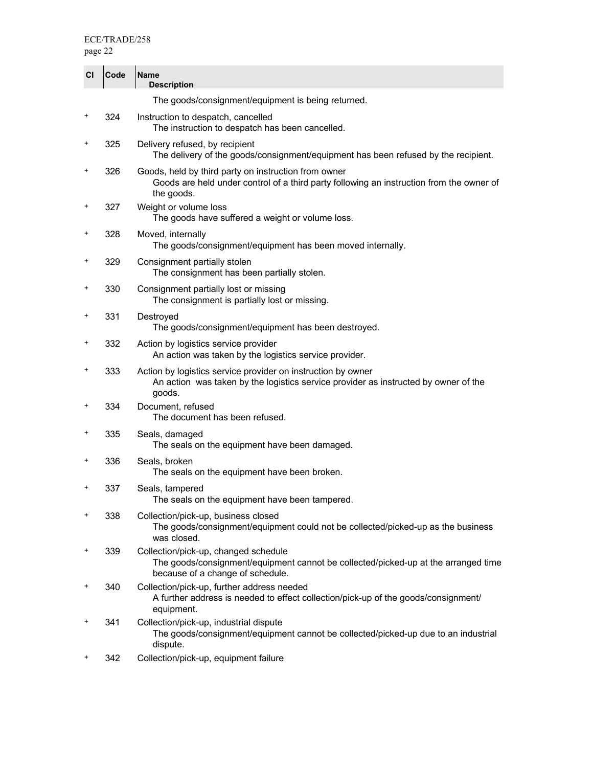| Cl | Code | Name<br>Description |
|---|---|---|
| | | The goods/consignment/equipment is being returned. |
| + | 324 | Instruction to despatch, cancelled<br>The instruction to despatch has been cancelled. |
| + | 325 | Delivery refused, by recipient<br>The delivery of the goods/consignment/equipment has been refused by the recipient. |
| + | 326 | Goods, held by third party on instruction from owner<br>Goods are held under control of a third party following an instruction from the owner of the goods. |
| + | 327 | Weight or volume loss<br>The goods have suffered a weight or volume loss. |
| + | 328 | Moved, internally<br>The goods/consignment/equipment has been moved internally. |
| + | 329 | Consignment partially stolen<br>The consignment has been partially stolen. |
| + | 330 | Consignment partially lost or missing<br>The consignment is partially lost or missing. |
| + | 331 | Destroyed<br>The goods/consignment/equipment has been destroyed. |
| + | 332 | Action by logistics service provider<br>An action was taken by the logistics service provider. |
| + | 333 | Action by logistics service provider on instruction by owner<br>An action was taken by the logistics service provider as instructed by owner of the goods. |
| + | 334 | Document, refused<br>The document has been refused. |
| + | 335 | Seals, damaged<br>The seals on the equipment have been damaged. |
| + | 336 | Seals, broken<br>The seals on the equipment have been broken. |
| + | 337 | Seals, tampered<br>The seals on the equipment have been tampered. |
| + | 338 | Collection/pick-up, business closed<br>The goods/consignment/equipment could not be collected/picked-up as the business was closed. |
| + | 339 | Collection/pick-up, changed schedule<br>The goods/consignment/equipment cannot be collected/picked-up at the arranged time because of a change of schedule. |
| + | 340 | Collection/pick-up, further address needed<br>A further address is needed to effect collection/pick-up of the goods/consignment/ equipment. |
| + | 341 | Collection/pick-up, industrial dispute<br>The goods/consignment/equipment cannot be collected/picked-up due to an industrial dispute. |
| + | 342 | Collection/pick-up, equipment failure |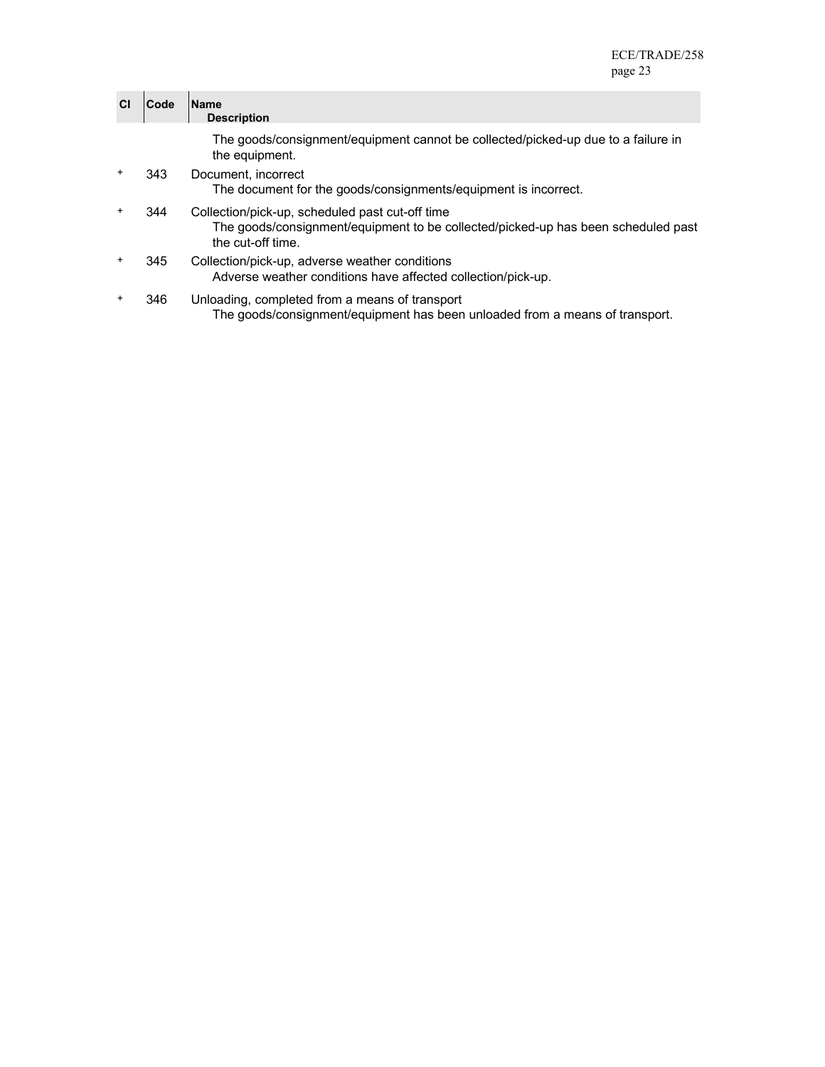| Cl | Code | Name<br>Description |
|---|---|---|
| | | The goods/consignment/equipment cannot be collected/picked-up due to a failure in the equipment. |
| + | 343 | Document, incorrect<br>The document for the goods/consignments/equipment is incorrect. |
| + | 344 | Collection/pick-up, scheduled past cut-off time<br>The goods/consignment/equipment to be collected/picked-up has been scheduled past the cut-off time. |
| + | 345 | Collection/pick-up, adverse weather conditions<br>Adverse weather conditions have affected collection/pick-up. |
| + | 346 | Unloading, completed from a means of transport<br>The goods/consignment/equipment has been unloaded from a means of transport. |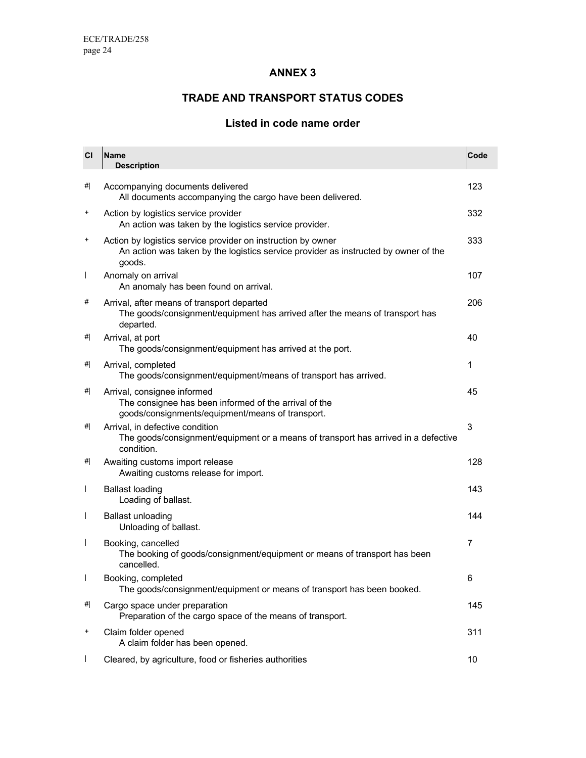## ANNEX 3

## TRADE AND TRANSPORT STATUS CODES

### Listed in code name order

| Cl | Name<br>Description | Code |
|---|---|---|
| #\| | Accompanying documents delivered<br>All documents accompanying the cargo have been delivered. | 123 |
| + | Action by logistics service provider<br>An action was taken by the logistics service provider. | 332 |
| + | Action by logistics service provider on instruction by owner<br>An action was taken by the logistics service provider as instructed by owner of the goods. | 333 |
| \| | Anomaly on arrival<br>An anomaly has been found on arrival. | 107 |
| # | Arrival, after means of transport departed<br>The goods/consignment/equipment has arrived after the means of transport has departed. | 206 |
| #\| | Arrival, at port<br>The goods/consignment/equipment has arrived at the port. | 40 |
| #\| | Arrival, completed<br>The goods/consignment/equipment/means of transport has arrived. | 1 |
| #\| | Arrival, consignee informed<br>The consignee has been informed of the arrival of the goods/consignments/equipment/means of transport. | 45 |
| #\| | Arrival, in defective condition<br>The goods/consignment/equipment or a means of transport has arrived in a defective condition. | 3 |
| #\| | Awaiting customs import release<br>Awaiting customs release for import. | 128 |
| \| | Ballast loading<br>Loading of ballast. | 143 |
| \| | Ballast unloading<br>Unloading of ballast. | 144 |
| \| | Booking, cancelled<br>The booking of goods/consignment/equipment or means of transport has been cancelled. | 7 |
| \| | Booking, completed<br>The goods/consignment/equipment or means of transport has been booked. | 6 |
| #\| | Cargo space under preparation<br>Preparation of the cargo space of the means of transport. | 145 |
| + | Claim folder opened<br>A claim folder has been opened. | 311 |
| \| | Cleared, by agriculture, food or fisheries authorities | 10 |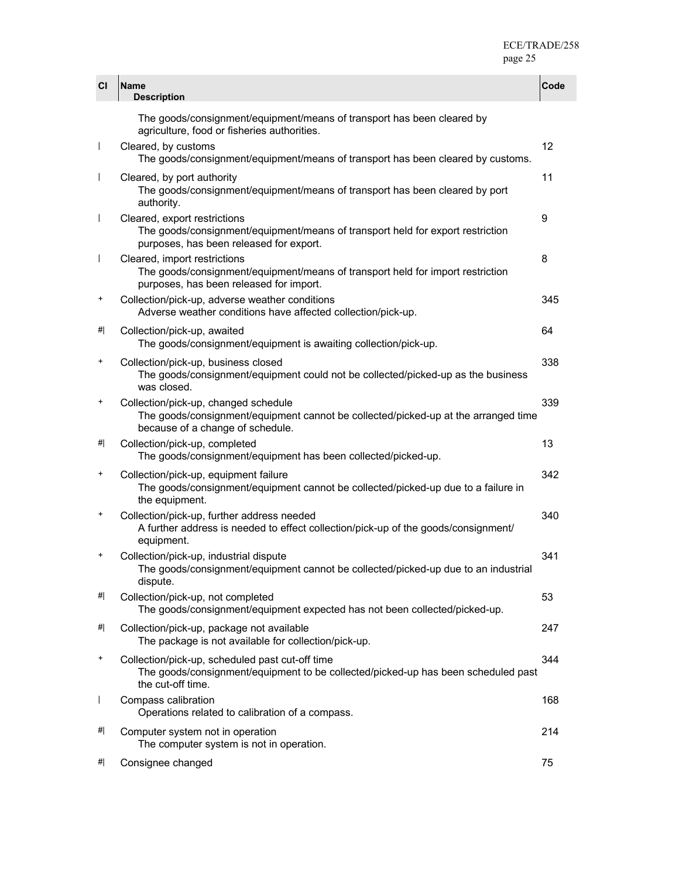| CI | Name<br>Description | Code |
|---|---|---|
| | The goods/consignment/equipment/means of transport has been cleared by agriculture, food or fisheries authorities. | |
| \| | Cleared, by customs<br>The goods/consignment/equipment/means of transport has been cleared by customs. | 12 |
| \| | Cleared, by port authority<br>The goods/consignment/equipment/means of transport has been cleared by port authority. | 11 |
| \| | Cleared, export restrictions<br>The goods/consignment/equipment/means of transport held for export restriction purposes, has been released for export. | 9 |
| \| | Cleared, import restrictions<br>The goods/consignment/equipment/means of transport held for import restriction purposes, has been released for import. | 8 |
| + | Collection/pick-up, adverse weather conditions<br>Adverse weather conditions have affected collection/pick-up. | 345 |
| #\| | Collection/pick-up, awaited<br>The goods/consignment/equipment is awaiting collection/pick-up. | 64 |
| + | Collection/pick-up, business closed<br>The goods/consignment/equipment could not be collected/picked-up as the business was closed. | 338 |
| + | Collection/pick-up, changed schedule<br>The goods/consignment/equipment cannot be collected/picked-up at the arranged time because of a change of schedule. | 339 |
| #\| | Collection/pick-up, completed<br>The goods/consignment/equipment has been collected/picked-up. | 13 |
| + | Collection/pick-up, equipment failure<br>The goods/consignment/equipment cannot be collected/picked-up due to a failure in the equipment. | 342 |
| + | Collection/pick-up, further address needed<br>A further address is needed to effect collection/pick-up of the goods/consignment/ equipment. | 340 |
| + | Collection/pick-up, industrial dispute<br>The goods/consignment/equipment cannot be collected/picked-up due to an industrial dispute. | 341 |
| #\| | Collection/pick-up, not completed<br>The goods/consignment/equipment expected has not been collected/picked-up. | 53 |
| #\| | Collection/pick-up, package not available<br>The package is not available for collection/pick-up. | 247 |
| + | Collection/pick-up, scheduled past cut-off time<br>The goods/consignment/equipment to be collected/picked-up has been scheduled past the cut-off time. | 344 |
| \| | Compass calibration<br>Operations related to calibration of a compass. | 168 |
| #\| | Computer system not in operation<br>The computer system is not in operation. | 214 |
| #\| | Consignee changed | 75 |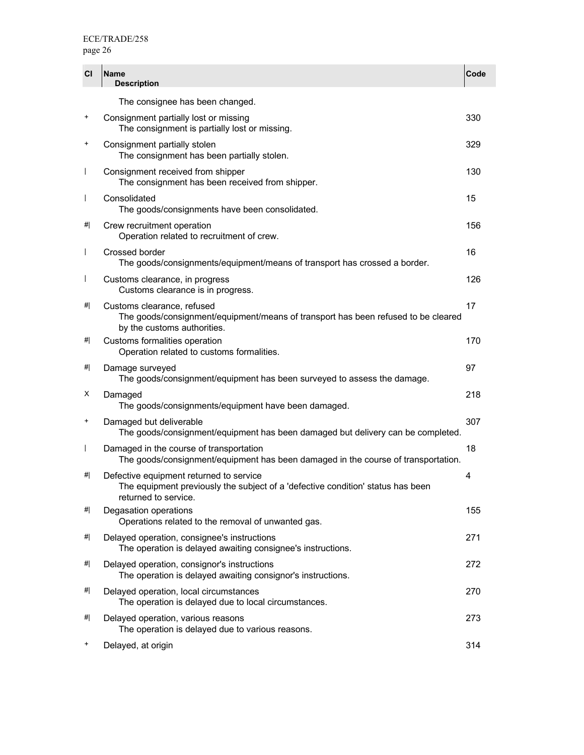| CI | Name<br>Description | Code |
|---|---|---|
| | The consignee has been changed. | |
| + | Consignment partially lost or missing<br>The consignment is partially lost or missing. | 330 |
| + | Consignment partially stolen<br>The consignment has been partially stolen. | 329 |
| \| | Consignment received from shipper<br>The consignment has been received from shipper. | 130 |
| \| | Consolidated<br>The goods/consignments have been consolidated. | 15 |
| #\| | Crew recruitment operation<br>Operation related to recruitment of crew. | 156 |
| \| | Crossed border<br>The goods/consignments/equipment/means of transport has crossed a border. | 16 |
| \| | Customs clearance, in progress<br>Customs clearance is in progress. | 126 |
| #\| | Customs clearance, refused<br>The goods/consignment/equipment/means of transport has been refused to be cleared by the customs authorities. | 17 |
| #\| | Customs formalities operation<br>Operation related to customs formalities. | 170 |
| #\| | Damage surveyed<br>The goods/consignment/equipment has been surveyed to assess the damage. | 97 |
| X | Damaged<br>The goods/consignments/equipment have been damaged. | 218 |
| + | Damaged but deliverable<br>The goods/consignment/equipment has been damaged but delivery can be completed. | 307 |
| \| | Damaged in the course of transportation<br>The goods/consignment/equipment has been damaged in the course of transportation. | 18 |
| #\| | Defective equipment returned to service<br>The equipment previously the subject of a 'defective condition' status has been returned to service. | 4 |
| #\| | Degasation operations<br>Operations related to the removal of unwanted gas. | 155 |
| #\| | Delayed operation, consignee's instructions<br>The operation is delayed awaiting consignee's instructions. | 271 |
| #\| | Delayed operation, consignor's instructions<br>The operation is delayed awaiting consignor's instructions. | 272 |
| #\| | Delayed operation, local circumstances<br>The operation is delayed due to local circumstances. | 270 |
| #\| | Delayed operation, various reasons<br>The operation is delayed due to various reasons. | 273 |
| + | Delayed, at origin | 314 |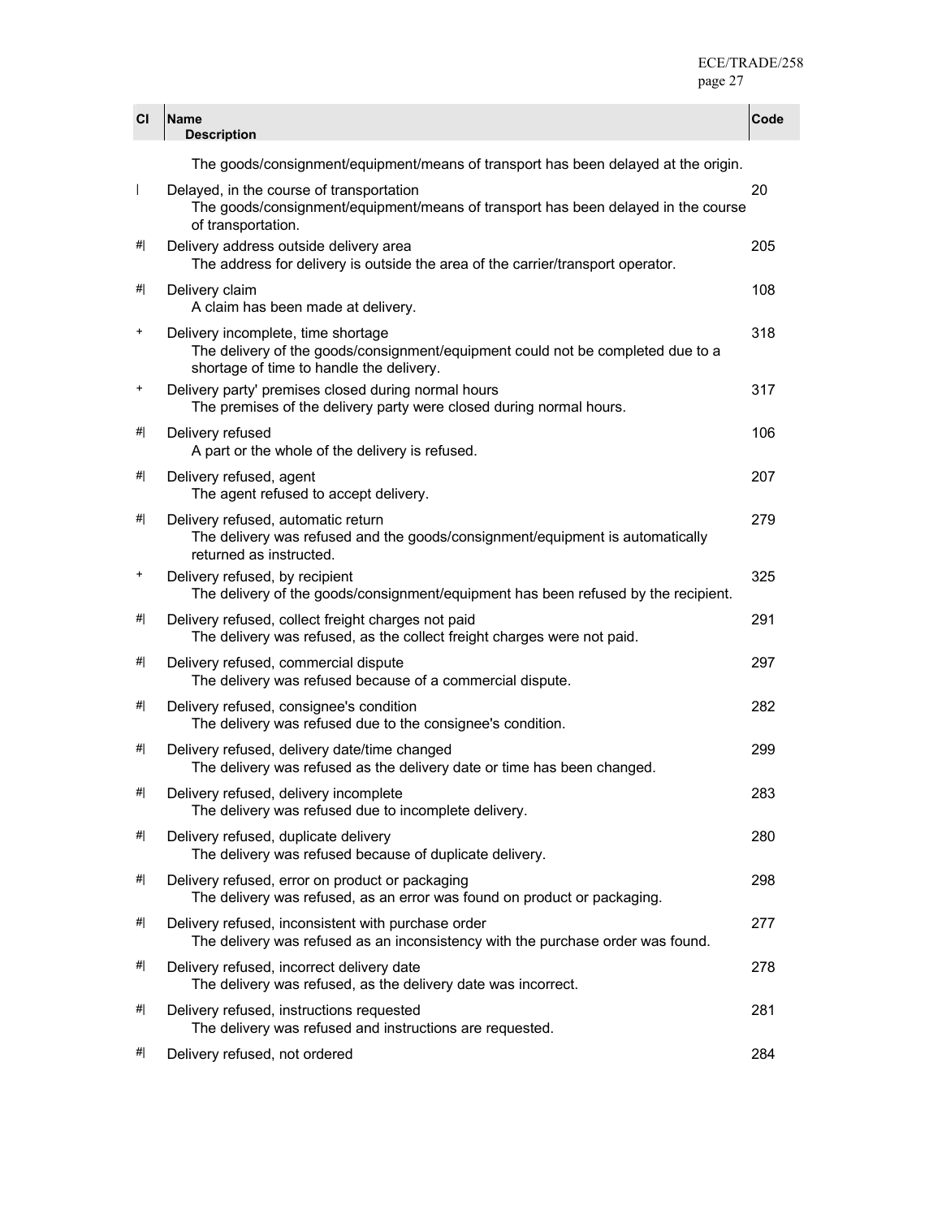| CI | Name<br>Description | Code |
|---|---|---|
| | The goods/consignment/equipment/means of transport has been delayed at the origin. | |
| \| | Delayed, in the course of transportation<br>The goods/consignment/equipment/means of transport has been delayed in the course of transportation. | 20 |
| #\| | Delivery address outside delivery area<br>The address for delivery is outside the area of the carrier/transport operator. | 205 |
| #\| | Delivery claim<br>A claim has been made at delivery. | 108 |
| + | Delivery incomplete, time shortage<br>The delivery of the goods/consignment/equipment could not be completed due to a shortage of time to handle the delivery. | 318 |
| + | Delivery party' premises closed during normal hours<br>The premises of the delivery party were closed during normal hours. | 317 |
| #\| | Delivery refused<br>A part or the whole of the delivery is refused. | 106 |
| #\| | Delivery refused, agent<br>The agent refused to accept delivery. | 207 |
| #\| | Delivery refused, automatic return<br>The delivery was refused and the goods/consignment/equipment is automatically returned as instructed. | 279 |
| + | Delivery refused, by recipient<br>The delivery of the goods/consignment/equipment has been refused by the recipient. | 325 |
| #\| | Delivery refused, collect freight charges not paid<br>The delivery was refused, as the collect freight charges were not paid. | 291 |
| #\| | Delivery refused, commercial dispute<br>The delivery was refused because of a commercial dispute. | 297 |
| #\| | Delivery refused, consignee's condition<br>The delivery was refused due to the consignee's condition. | 282 |
| #\| | Delivery refused, delivery date/time changed<br>The delivery was refused as the delivery date or time has been changed. | 299 |
| #\| | Delivery refused, delivery incomplete<br>The delivery was refused due to incomplete delivery. | 283 |
| #\| | Delivery refused, duplicate delivery<br>The delivery was refused because of duplicate delivery. | 280 |
| #\| | Delivery refused, error on product or packaging<br>The delivery was refused, as an error was found on product or packaging. | 298 |
| #\| | Delivery refused, inconsistent with purchase order<br>The delivery was refused as an inconsistency with the purchase order was found. | 277 |
| #\| | Delivery refused, incorrect delivery date<br>The delivery was refused, as the delivery date was incorrect. | 278 |
| #\| | Delivery refused, instructions requested<br>The delivery was refused and instructions are requested. | 281 |
| #\| | Delivery refused, not ordered | 284 |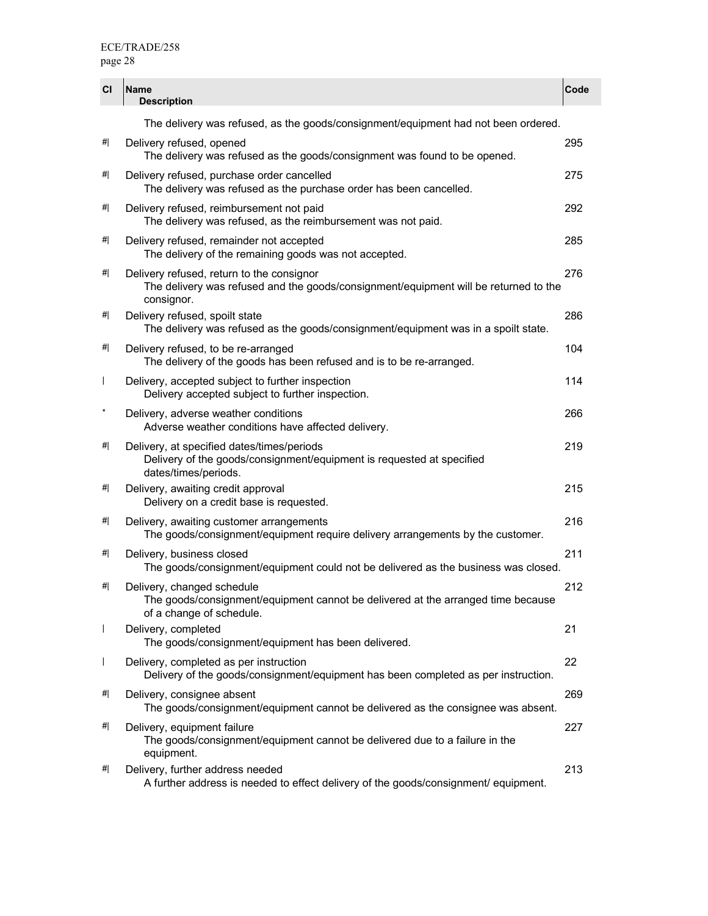| CI | Name<br>Description | Code |
|---|---|---|
| | The delivery was refused, as the goods/consignment/equipment had not been ordered. | |
| #\| | Delivery refused, opened<br>The delivery was refused as the goods/consignment was found to be opened. | 295 |
| #\| | Delivery refused, purchase order cancelled<br>The delivery was refused as the purchase order has been cancelled. | 275 |
| #\| | Delivery refused, reimbursement not paid<br>The delivery was refused, as the reimbursement was not paid. | 292 |
| #\| | Delivery refused, remainder not accepted<br>The delivery of the remaining goods was not accepted. | 285 |
| #\| | Delivery refused, return to the consignor<br>The delivery was refused and the goods/consignment/equipment will be returned to the consignor. | 276 |
| #\| | Delivery refused, spoilt state<br>The delivery was refused as the goods/consignment/equipment was in a spoilt state. | 286 |
| #\| | Delivery refused, to be re-arranged<br>The delivery of the goods has been refused and is to be re-arranged. | 104 |
| \| | Delivery, accepted subject to further inspection<br>Delivery accepted subject to further inspection. | 114 |
| * | Delivery, adverse weather conditions<br>Adverse weather conditions have affected delivery. | 266 |
| #\| | Delivery, at specified dates/times/periods<br>Delivery of the goods/consignment/equipment is requested at specified dates/times/periods. | 219 |
| #\| | Delivery, awaiting credit approval<br>Delivery on a credit base is requested. | 215 |
| #\| | Delivery, awaiting customer arrangements<br>The goods/consignment/equipment require delivery arrangements by the customer. | 216 |
| #\| | Delivery, business closed<br>The goods/consignment/equipment could not be delivered as the business was closed. | 211 |
| #\| | Delivery, changed schedule<br>The goods/consignment/equipment cannot be delivered at the arranged time because of a change of schedule. | 212 |
| \| | Delivery, completed<br>The goods/consignment/equipment has been delivered. | 21 |
| \| | Delivery, completed as per instruction<br>Delivery of the goods/consignment/equipment has been completed as per instruction. | 22 |
| #\| | Delivery, consignee absent<br>The goods/consignment/equipment cannot be delivered as the consignee was absent. | 269 |
| #\| | Delivery, equipment failure<br>The goods/consignment/equipment cannot be delivered due to a failure in the equipment. | 227 |
| #\| | Delivery, further address needed<br>A further address is needed to effect delivery of the goods/consignment/ equipment. | 213 |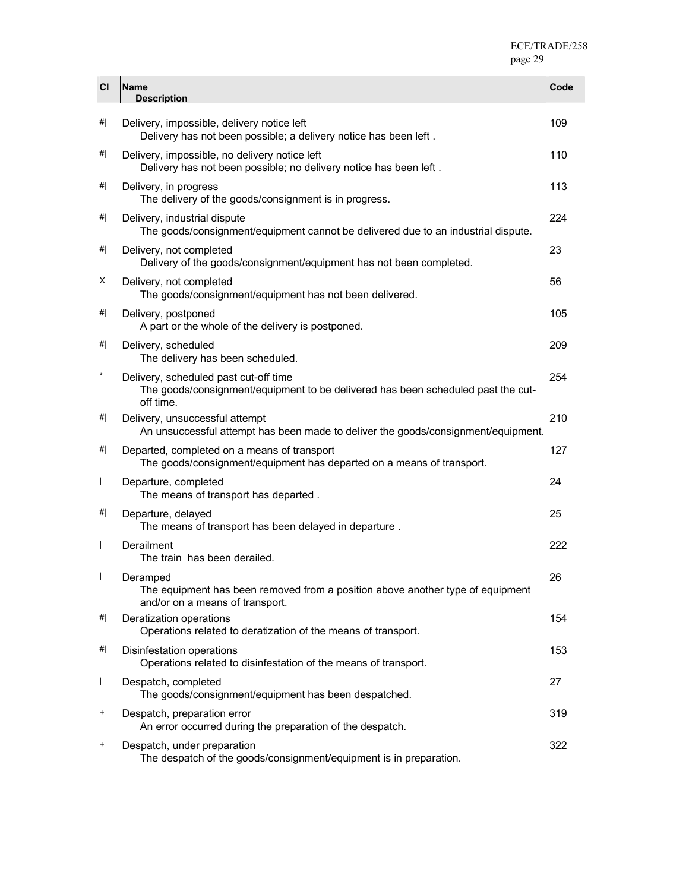| CI | Name<br>Description | Code |
|---|---|---|
| #\| | Delivery, impossible, delivery notice left<br>Delivery has not been possible; a delivery notice has been left . | 109 |
| #\| | Delivery, impossible, no delivery notice left<br>Delivery has not been possible; no delivery notice has been left . | 110 |
| #\| | Delivery, in progress<br>The delivery of the goods/consignment is in progress. | 113 |
| #\| | Delivery, industrial dispute<br>The goods/consignment/equipment cannot be delivered due to an industrial dispute. | 224 |
| #\| | Delivery, not completed<br>Delivery of the goods/consignment/equipment has not been completed. | 23 |
| X | Delivery, not completed<br>The goods/consignment/equipment has not been delivered. | 56 |
| #\| | Delivery, postponed<br>A part or the whole of the delivery is postponed. | 105 |
| #\| | Delivery, scheduled<br>The delivery has been scheduled. | 209 |
| * | Delivery, scheduled past cut-off time<br>The goods/consignment/equipment to be delivered has been scheduled past the cut-off time. | 254 |
| #\| | Delivery, unsuccessful attempt<br>An unsuccessful attempt has been made to deliver the goods/consignment/equipment. | 210 |
| #\| | Departed, completed on a means of transport<br>The goods/consignment/equipment has departed on a means of transport. | 127 |
| \| | Departure, completed<br>The means of transport has departed . | 24 |
| #\| | Departure, delayed<br>The means of transport has been delayed in departure . | 25 |
| \| | Derailment<br>The train has been derailed. | 222 |
| \| | Deramped<br>The equipment has been removed from a position above another type of equipment and/or on a means of transport. | 26 |
| #\| | Deratization operations<br>Operations related to deratization of the means of transport. | 154 |
| #\| | Disinfestation operations<br>Operations related to disinfestation of the means of transport. | 153 |
| \| | Despatch, completed<br>The goods/consignment/equipment has been despatched. | 27 |
| + | Despatch, preparation error<br>An error occurred during the preparation of the despatch. | 319 |
| + | Despatch, under preparation<br>The despatch of the goods/consignment/equipment is in preparation. | 322 |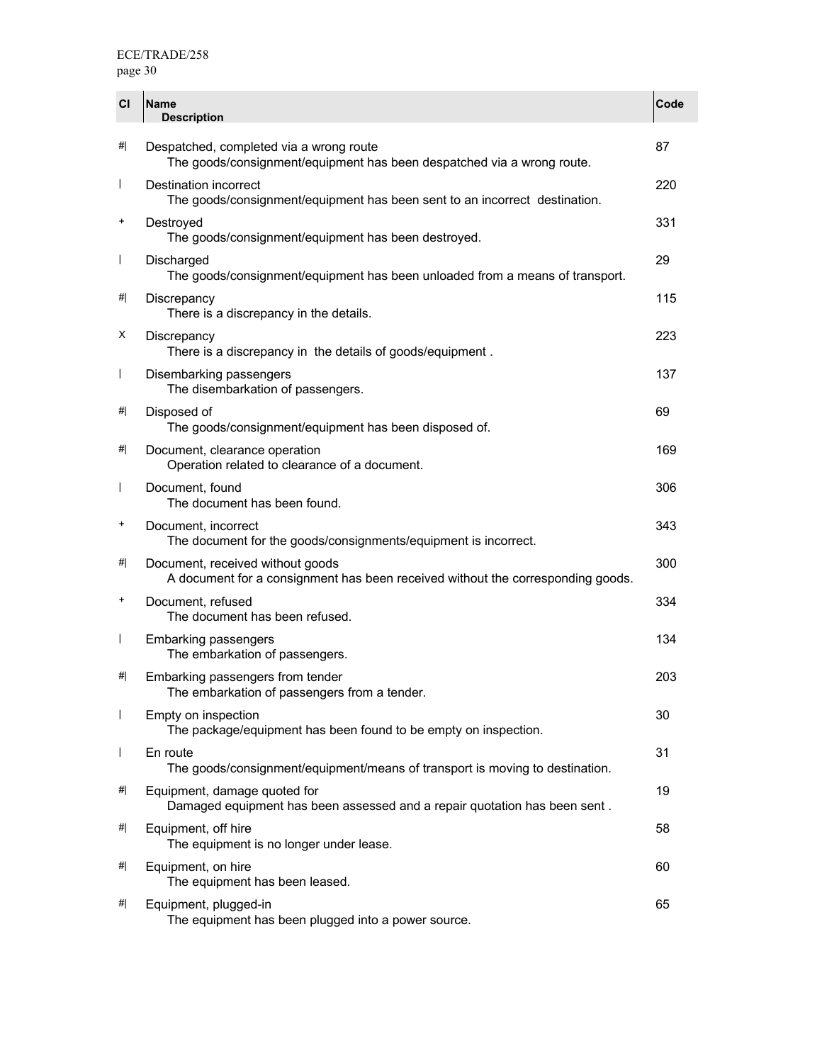| CI | Name<br>Description | Code |
|---|---|---|
| #\| | Despatched, completed via a wrong route<br>The goods/consignment/equipment has been despatched via a wrong route. | 87 |
| \| | Destination incorrect<br>The goods/consignment/equipment has been sent to an incorrect destination. | 220 |
| + | Destroyed<br>The goods/consignment/equipment has been destroyed. | 331 |
| \| | Discharged<br>The goods/consignment/equipment has been unloaded from a means of transport. | 29 |
| #\| | Discrepancy<br>There is a discrepancy in the details. | 115 |
| X | Discrepancy<br>There is a discrepancy in the details of goods/equipment . | 223 |
| \| | Disembarking passengers<br>The disembarkation of passengers. | 137 |
| #\| | Disposed of<br>The goods/consignment/equipment has been disposed of. | 69 |
| #\| | Document, clearance operation<br>Operation related to clearance of a document. | 169 |
| \| | Document, found<br>The document has been found. | 306 |
| + | Document, incorrect<br>The document for the goods/consignments/equipment is incorrect. | 343 |
| #\| | Document, received without goods<br>A document for a consignment has been received without the corresponding goods. | 300 |
| + | Document, refused<br>The document has been refused. | 334 |
| \| | Embarking passengers<br>The embarkation of passengers. | 134 |
| #\| | Embarking passengers from tender<br>The embarkation of passengers from a tender. | 203 |
| \| | Empty on inspection<br>The package/equipment has been found to be empty on inspection. | 30 |
| \| | En route<br>The goods/consignment/equipment/means of transport is moving to destination. | 31 |
| #\| | Equipment, damage quoted for<br>Damaged equipment has been assessed and a repair quotation has been sent . | 19 |
| #\| | Equipment, off hire<br>The equipment is no longer under lease. | 58 |
| #\| | Equipment, on hire<br>The equipment has been leased. | 60 |
| #\| | Equipment, plugged-in<br>The equipment has been plugged into a power source. | 65 |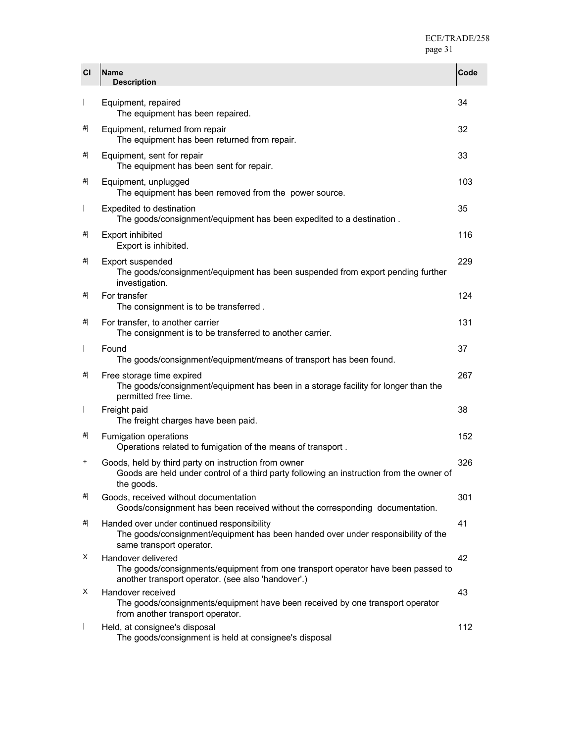| CI | Name<br>Description | Code |
|---|---|---|
| \| | Equipment, repaired<br>The equipment has been repaired. | 34 |
| #\| | Equipment, returned from repair<br>The equipment has been returned from repair. | 32 |
| #\| | Equipment, sent for repair<br>The equipment has been sent for repair. | 33 |
| #\| | Equipment, unplugged<br>The equipment has been removed from the power source. | 103 |
| \| | Expedited to destination<br>The goods/consignment/equipment has been expedited to a destination . | 35 |
| #\| | Export inhibited<br>Export is inhibited. | 116 |
| #\| | Export suspended<br>The goods/consignment/equipment has been suspended from export pending further investigation. | 229 |
| #\| | For transfer<br>The consignment is to be transferred . | 124 |
| #\| | For transfer, to another carrier<br>The consignment is to be transferred to another carrier. | 131 |
| \| | Found<br>The goods/consignment/equipment/means of transport has been found. | 37 |
| #\| | Free storage time expired<br>The goods/consignment/equipment has been in a storage facility for longer than the permitted free time. | 267 |
| \| | Freight paid<br>The freight charges have been paid. | 38 |
| #\| | Fumigation operations<br>Operations related to fumigation of the means of transport . | 152 |
| + | Goods, held by third party on instruction from owner<br>Goods are held under control of a third party following an instruction from the owner of the goods. | 326 |
| #\| | Goods, received without documentation<br>Goods/consignment has been received without the corresponding documentation. | 301 |
| #\| | Handed over under continued responsibility<br>The goods/consignment/equipment has been handed over under responsibility of the same transport operator. | 41 |
| X | Handover delivered<br>The goods/consignments/equipment from one transport operator have been passed to another transport operator. (see also 'handover'.) | 42 |
| X | Handover received<br>The goods/consignments/equipment have been received by one transport operator from another transport operator. | 43 |
| \| | Held, at consignee's disposal<br>The goods/consignment is held at consignee's disposal | 112 |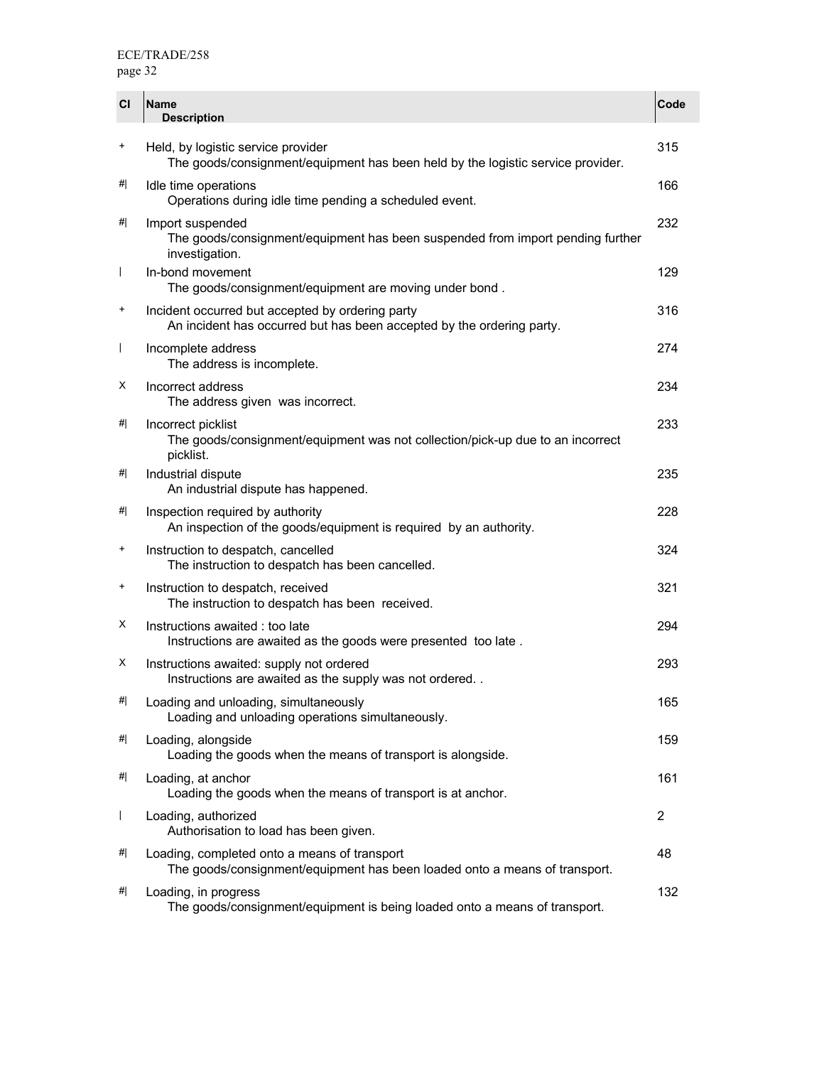| CI | Name<br>Description | Code |
|---|---|---|
| + | Held, by logistic service provider<br>The goods/consignment/equipment has been held by the logistic service provider. | 315 |
| #\| | Idle time operations<br>Operations during idle time pending a scheduled event. | 166 |
| #\| | Import suspended<br>The goods/consignment/equipment has been suspended from import pending further investigation. | 232 |
| \| | In-bond movement<br>The goods/consignment/equipment are moving under bond . | 129 |
| + | Incident occurred but accepted by ordering party<br>An incident has occurred but has been accepted by the ordering party. | 316 |
| \| | Incomplete address<br>The address is incomplete. | 274 |
| X | Incorrect address<br>The address given was incorrect. | 234 |
| #\| | Incorrect picklist<br>The goods/consignment/equipment was not collection/pick-up due to an incorrect picklist. | 233 |
| #\| | Industrial dispute<br>An industrial dispute has happened. | 235 |
| #\| | Inspection required by authority<br>An inspection of the goods/equipment is required by an authority. | 228 |
| + | Instruction to despatch, cancelled<br>The instruction to despatch has been cancelled. | 324 |
| + | Instruction to despatch, received<br>The instruction to despatch has been received. | 321 |
| X | Instructions awaited : too late<br>Instructions are awaited as the goods were presented too late . | 294 |
| X | Instructions awaited: supply not ordered<br>Instructions are awaited as the supply was not ordered. . | 293 |
| #\| | Loading and unloading, simultaneously<br>Loading and unloading operations simultaneously. | 165 |
| #\| | Loading, alongside<br>Loading the goods when the means of transport is alongside. | 159 |
| #\| | Loading, at anchor<br>Loading the goods when the means of transport is at anchor. | 161 |
| \| | Loading, authorized<br>Authorisation to load has been given. | 2 |
| #\| | Loading, completed onto a means of transport<br>The goods/consignment/equipment has been loaded onto a means of transport. | 48 |
| #\| | Loading, in progress<br>The goods/consignment/equipment is being loaded onto a means of transport. | 132 |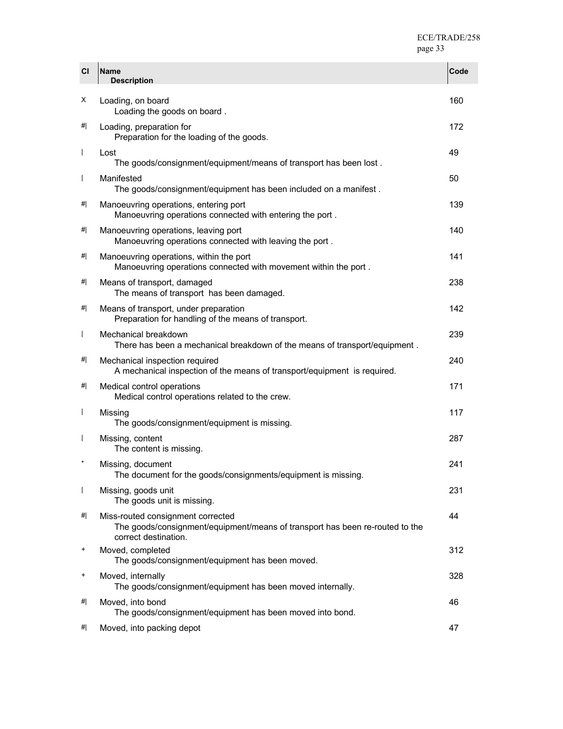| CI | Name<br>Description | Code |
|---|---|---|
| X | Loading, on board<br>Loading the goods on board . | 160 |
| #\| | Loading, preparation for<br>Preparation for the loading of the goods. | 172 |
| \| | Lost<br>The goods/consignment/equipment/means of transport has been lost . | 49 |
| \| | Manifested<br>The goods/consignment/equipment has been included on a manifest . | 50 |
| #\| | Manoeuvring operations, entering port<br>Manoeuvring operations connected with entering the port . | 139 |
| #\| | Manoeuvring operations, leaving port<br>Manoeuvring operations connected with leaving the port . | 140 |
| #\| | Manoeuvring operations, within the port<br>Manoeuvring operations connected with movement within the port . | 141 |
| #\| | Means of transport, damaged<br>The means of transport has been damaged. | 238 |
| #\| | Means of transport, under preparation<br>Preparation for handling of the means of transport. | 142 |
| \| | Mechanical breakdown<br>There has been a mechanical breakdown of the means of transport/equipment . | 239 |
| #\| | Mechanical inspection required<br>A mechanical inspection of the means of transport/equipment is required. | 240 |
| #\| | Medical control operations<br>Medical control operations related to the crew. | 171 |
| \| | Missing<br>The goods/consignment/equipment is missing. | 117 |
| \| | Missing, content<br>The content is missing. | 287 |
| * | Missing, document<br>The document for the goods/consignments/equipment is missing. | 241 |
| \| | Missing, goods unit<br>The goods unit is missing. | 231 |
| #\| | Miss-routed consignment corrected<br>The goods/consignment/equipment/means of transport has been re-routed to the correct destination. | 44 |
| + | Moved, completed<br>The goods/consignment/equipment has been moved. | 312 |
| + | Moved, internally<br>The goods/consignment/equipment has been moved internally. | 328 |
| #\| | Moved, into bond<br>The goods/consignment/equipment has been moved into bond. | 46 |
| #\| | Moved, into packing depot | 47 |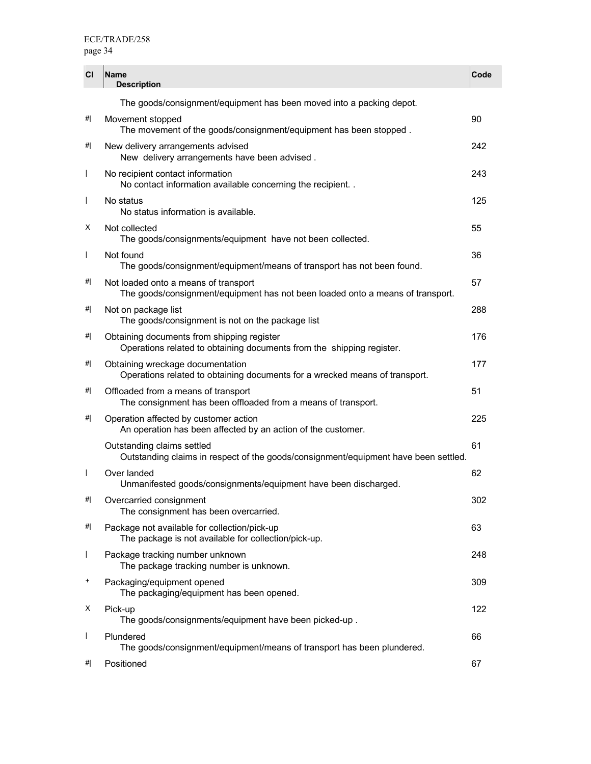| CI | Name<br>Description | Code |
|---|---|---|
| | The goods/consignment/equipment has been moved into a packing depot. | |
| #\| | Movement stopped<br>The movement of the goods/consignment/equipment has been stopped . | 90 |
| #\| | New delivery arrangements advised<br>New delivery arrangements have been advised . | 242 |
| \| | No recipient contact information<br>No contact information available concerning the recipient. . | 243 |
| \| | No status<br>No status information is available. | 125 |
| X | Not collected<br>The goods/consignments/equipment have not been collected. | 55 |
| \| | Not found<br>The goods/consignment/equipment/means of transport has not been found. | 36 |
| #\| | Not loaded onto a means of transport<br>The goods/consignment/equipment has not been loaded onto a means of transport. | 57 |
| #\| | Not on package list<br>The goods/consignment is not on the package list | 288 |
| #\| | Obtaining documents from shipping register<br>Operations related to obtaining documents from the shipping register. | 176 |
| #\| | Obtaining wreckage documentation<br>Operations related to obtaining documents for a wrecked means of transport. | 177 |
| #\| | Offloaded from a means of transport<br>The consignment has been offloaded from a means of transport. | 51 |
| #\| | Operation affected by customer action<br>An operation has been affected by an action of the customer. | 225 |
| | Outstanding claims settled<br>Outstanding claims in respect of the goods/consignment/equipment have been settled. | 61 |
| \| | Over landed<br>Unmanifested goods/consignments/equipment have been discharged. | 62 |
| #\| | Overcarried consignment<br>The consignment has been overcarried. | 302 |
| #\| | Package not available for collection/pick-up<br>The package is not available for collection/pick-up. | 63 |
| \| | Package tracking number unknown<br>The package tracking number is unknown. | 248 |
| + | Packaging/equipment opened<br>The packaging/equipment has been opened. | 309 |
| X | Pick-up<br>The goods/consignments/equipment have been picked-up . | 122 |
| \| | Plundered<br>The goods/consignment/equipment/means of transport has been plundered. | 66 |
| #\| | Positioned | 67 |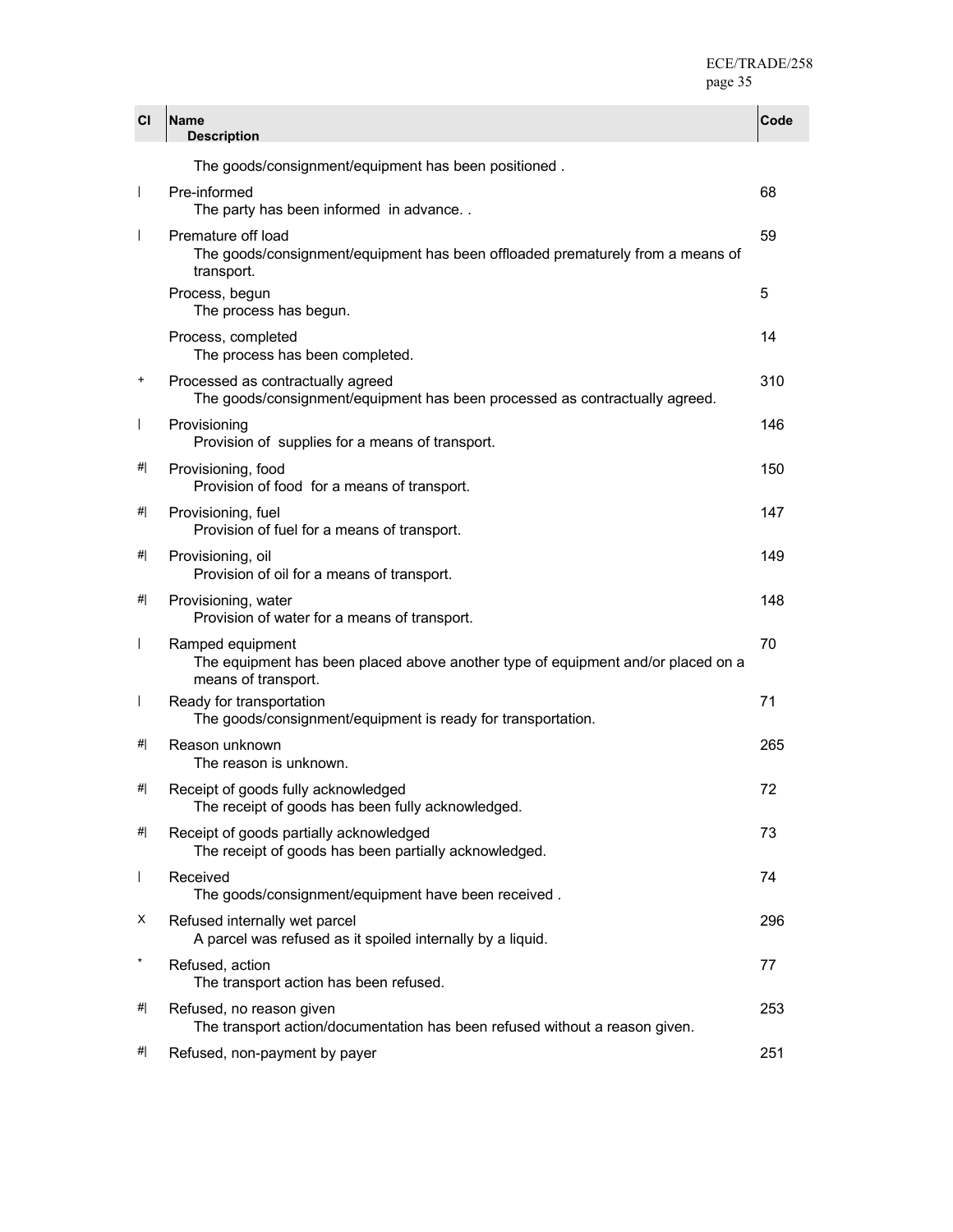| CI | Name<br>Description | Code |
|---|---|---|
| | The goods/consignment/equipment has been positioned . | |
| \| | Pre-informed<br>The party has been informed in advance. . | 68 |
| \| | Premature off load<br>The goods/consignment/equipment has been offloaded prematurely from a means of transport. | 59 |
| | Process, begun<br>The process has begun. | 5 |
| | Process, completed<br>The process has been completed. | 14 |
| + | Processed as contractually agreed<br>The goods/consignment/equipment has been processed as contractually agreed. | 310 |
| \| | Provisioning<br>Provision of supplies for a means of transport. | 146 |
| #\| | Provisioning, food<br>Provision of food for a means of transport. | 150 |
| #\| | Provisioning, fuel<br>Provision of fuel for a means of transport. | 147 |
| #\| | Provisioning, oil<br>Provision of oil for a means of transport. | 149 |
| #\| | Provisioning, water<br>Provision of water for a means of transport. | 148 |
| \| | Ramped equipment<br>The equipment has been placed above another type of equipment and/or placed on a means of transport. | 70 |
| \| | Ready for transportation<br>The goods/consignment/equipment is ready for transportation. | 71 |
| #\| | Reason unknown<br>The reason is unknown. | 265 |
| #\| | Receipt of goods fully acknowledged<br>The receipt of goods has been fully acknowledged. | 72 |
| #\| | Receipt of goods partially acknowledged<br>The receipt of goods has been partially acknowledged. | 73 |
| \| | Received<br>The goods/consignment/equipment have been received . | 74 |
| X | Refused internally wet parcel<br>A parcel was refused as it spoiled internally by a liquid. | 296 |
| * | Refused, action<br>The transport action has been refused. | 77 |
| #\| | Refused, no reason given<br>The transport action/documentation has been refused without a reason given. | 253 |
| #\| | Refused, non-payment by payer | 251 |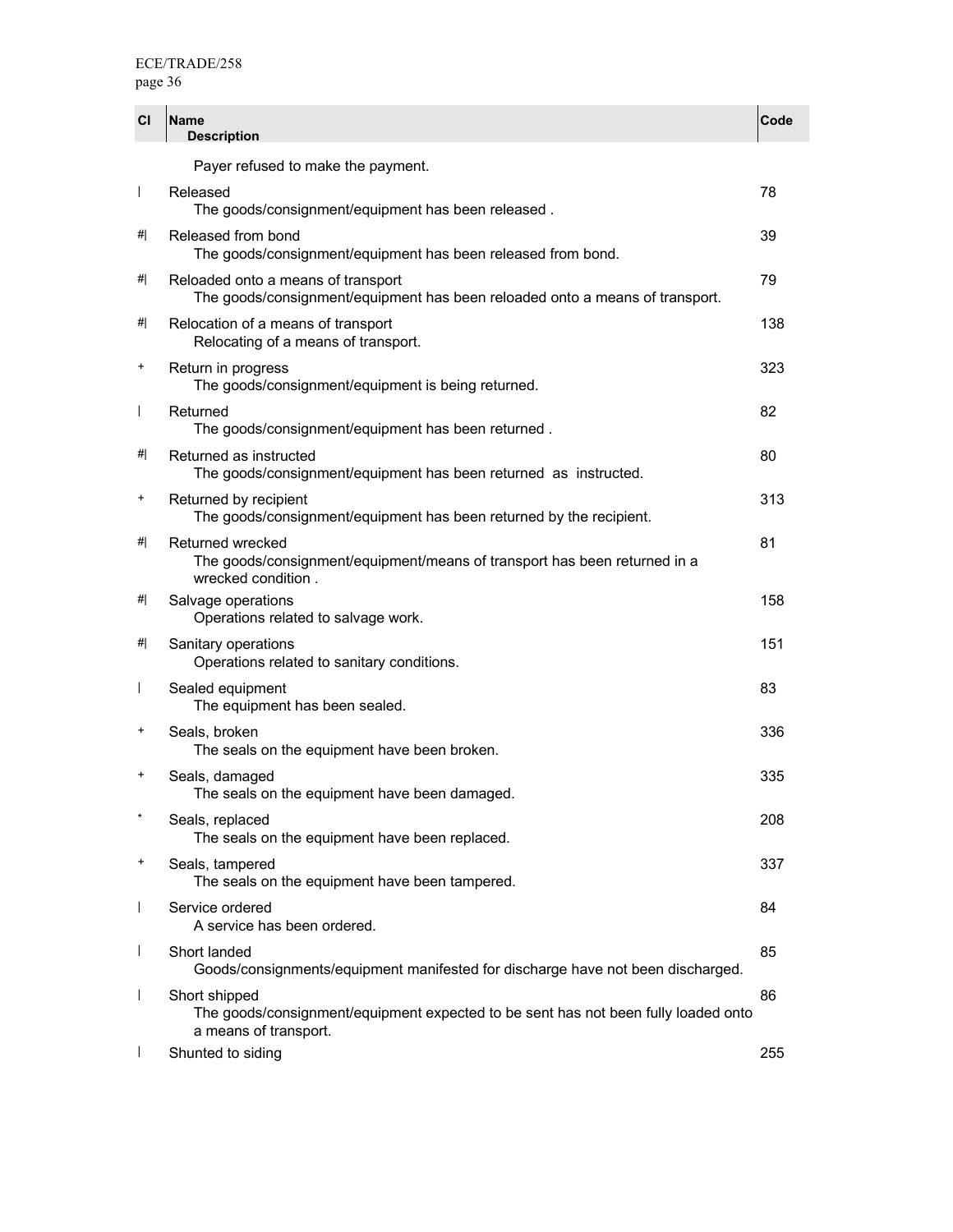| CI | Name<br>Description | Code |
|---|---|---|
| | Payer refused to make the payment. | |
| \| | Released<br>The goods/consignment/equipment has been released . | 78 |
| #\| | Released from bond<br>The goods/consignment/equipment has been released from bond. | 39 |
| #\| | Reloaded onto a means of transport<br>The goods/consignment/equipment has been reloaded onto a means of transport. | 79 |
| #\| | Relocation of a means of transport<br>Relocating of a means of transport. | 138 |
| + | Return in progress<br>The goods/consignment/equipment is being returned. | 323 |
| \| | Returned<br>The goods/consignment/equipment has been returned . | 82 |
| #\| | Returned as instructed<br>The goods/consignment/equipment has been returned as instructed. | 80 |
| + | Returned by recipient<br>The goods/consignment/equipment has been returned by the recipient. | 313 |
| #\| | Returned wrecked<br>The goods/consignment/equipment/means of transport has been returned in a wrecked condition . | 81 |
| #\| | Salvage operations<br>Operations related to salvage work. | 158 |
| #\| | Sanitary operations<br>Operations related to sanitary conditions. | 151 |
| \| | Sealed equipment<br>The equipment has been sealed. | 83 |
| + | Seals, broken<br>The seals on the equipment have been broken. | 336 |
| + | Seals, damaged<br>The seals on the equipment have been damaged. | 335 |
| * | Seals, replaced<br>The seals on the equipment have been replaced. | 208 |
| + | Seals, tampered<br>The seals on the equipment have been tampered. | 337 |
| \| | Service ordered<br>A service has been ordered. | 84 |
| \| | Short landed<br>Goods/consignments/equipment manifested for discharge have not been discharged. | 85 |
| \| | Short shipped<br>The goods/consignment/equipment expected to be sent has not been fully loaded onto a means of transport. | 86 |
| \| | Shunted to siding | 255 |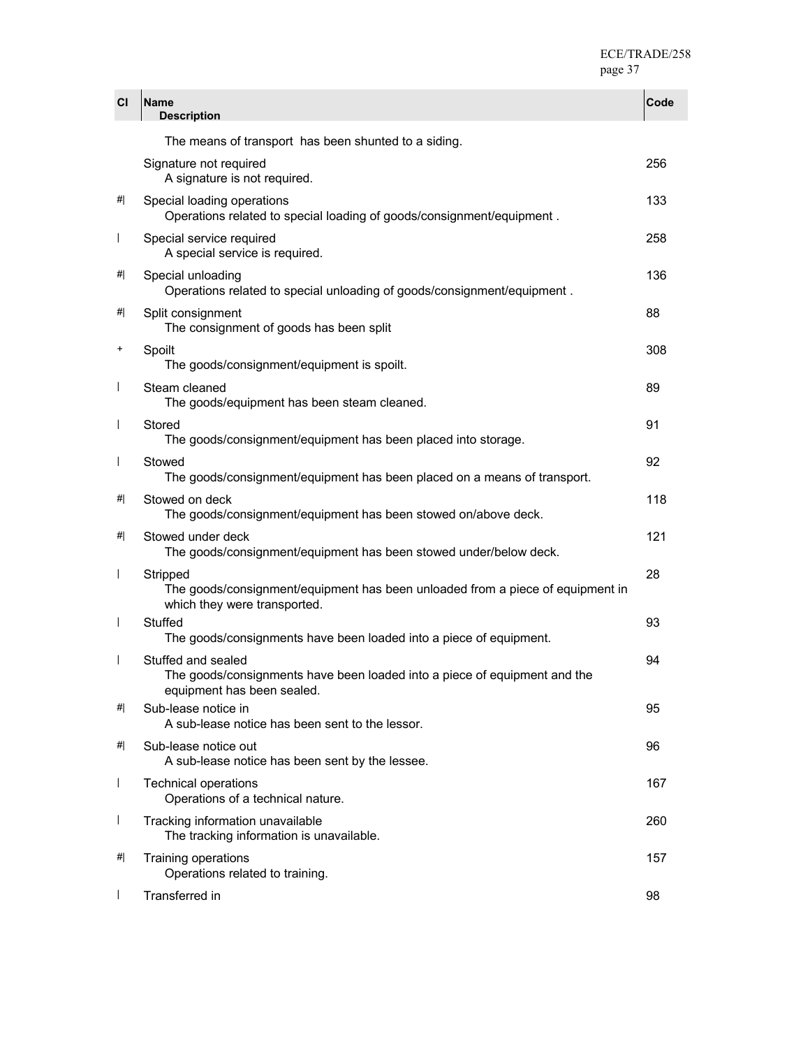| CI | Name<br>Description | Code |
|---|---|---|
| | The means of transport has been shunted to a siding. | |
| | Signature not required<br>A signature is not required. | 256 |
| #\| | Special loading operations<br>Operations related to special loading of goods/consignment/equipment . | 133 |
| \| | Special service required<br>A special service is required. | 258 |
| #\| | Special unloading<br>Operations related to special unloading of goods/consignment/equipment . | 136 |
| #\| | Split consignment<br>The consignment of goods has been split | 88 |
| + | Spoilt<br>The goods/consignment/equipment is spoilt. | 308 |
| \| | Steam cleaned<br>The goods/equipment has been steam cleaned. | 89 |
| \| | Stored<br>The goods/consignment/equipment has been placed into storage. | 91 |
| \| | Stowed<br>The goods/consignment/equipment has been placed on a means of transport. | 92 |
| #\| | Stowed on deck<br>The goods/consignment/equipment has been stowed on/above deck. | 118 |
| #\| | Stowed under deck<br>The goods/consignment/equipment has been stowed under/below deck. | 121 |
| \| | Stripped<br>The goods/consignment/equipment has been unloaded from a piece of equipment in which they were transported. | 28 |
| \| | Stuffed<br>The goods/consignments have been loaded into a piece of equipment. | 93 |
| \| | Stuffed and sealed<br>The goods/consignments have been loaded into a piece of equipment and the equipment has been sealed. | 94 |
| #\| | Sub-lease notice in<br>A sub-lease notice has been sent to the lessor. | 95 |
| #\| | Sub-lease notice out<br>A sub-lease notice has been sent by the lessee. | 96 |
| \| | Technical operations<br>Operations of a technical nature. | 167 |
| \| | Tracking information unavailable<br>The tracking information is unavailable. | 260 |
| #\| | Training operations<br>Operations related to training. | 157 |
| \| | Transferred in | 98 |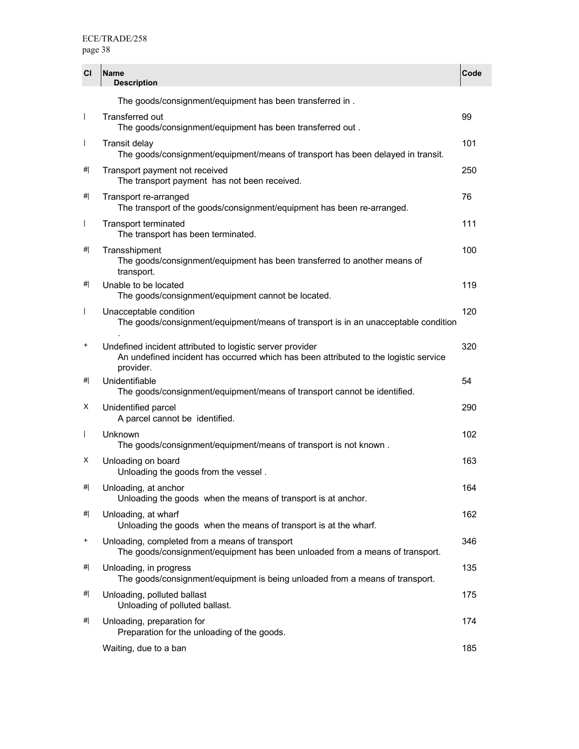| Cl | Name<br>Description | Code |
|---|---|---|
| | The goods/consignment/equipment has been transferred in . | |
| \| | Transferred out<br>The goods/consignment/equipment has been transferred out . | 99 |
| \| | Transit delay<br>The goods/consignment/equipment/means of transport has been delayed in transit. | 101 |
| #\| | Transport payment not received<br>The transport payment has not been received. | 250 |
| #\| | Transport re-arranged<br>The transport of the goods/consignment/equipment has been re-arranged. | 76 |
| \| | Transport terminated<br>The transport has been terminated. | 111 |
| #\| | Transshipment<br>The goods/consignment/equipment has been transferred to another means of transport. | 100 |
| #\| | Unable to be located<br>The goods/consignment/equipment cannot be located. | 119 |
| \| | Unacceptable condition<br>The goods/consignment/equipment/means of transport is in an unacceptable condition . | 120 |
| + | Undefined incident attributed to logistic server provider<br>An undefined incident has occurred which has been attributed to the logistic service provider. | 320 |
| #\| | Unidentifiable<br>The goods/consignment/equipment/means of transport cannot be identified. | 54 |
| X | Unidentified parcel<br>A parcel cannot be identified. | 290 |
| \| | Unknown<br>The goods/consignment/equipment/means of transport is not known . | 102 |
| X | Unloading on board<br>Unloading the goods from the vessel . | 163 |
| #\| | Unloading, at anchor<br>Unloading the goods when the means of transport is at anchor. | 164 |
| #\| | Unloading, at wharf<br>Unloading the goods when the means of transport is at the wharf. | 162 |
| + | Unloading, completed from a means of transport<br>The goods/consignment/equipment has been unloaded from a means of transport. | 346 |
| #\| | Unloading, in progress<br>The goods/consignment/equipment is being unloaded from a means of transport. | 135 |
| #\| | Unloading, polluted ballast<br>Unloading of polluted ballast. | 175 |
| #\| | Unloading, preparation for<br>Preparation for the unloading of the goods. | 174 |
| | Waiting, due to a ban | 185 |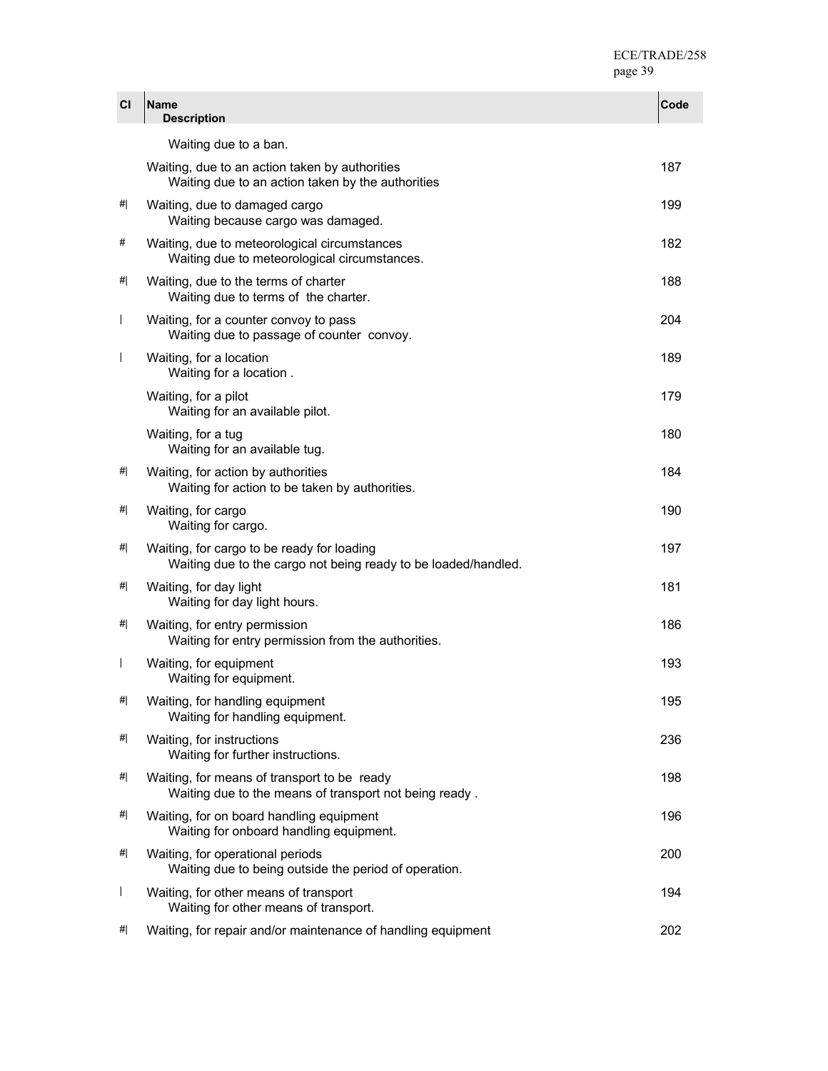| Cl | Name<br>Description | Code |
|---|---|---|
| | Waiting due to a ban. | |
| | Waiting, due to an action taken by authorities<br>Waiting due to an action taken by the authorities | 187 |
| #\| | Waiting, due to damaged cargo<br>Waiting because cargo was damaged. | 199 |
| # | Waiting, due to meteorological circumstances<br>Waiting due to meteorological circumstances. | 182 |
| #\| | Waiting, due to the terms of charter<br>Waiting due to terms of the charter. | 188 |
| \| | Waiting, for a counter convoy to pass<br>Waiting due to passage of counter convoy. | 204 |
| \| | Waiting, for a location<br>Waiting for a location . | 189 |
| | Waiting, for a pilot<br>Waiting for an available pilot. | 179 |
| | Waiting, for a tug<br>Waiting for an available tug. | 180 |
| #\| | Waiting, for action by authorities<br>Waiting for action to be taken by authorities. | 184 |
| #\| | Waiting, for cargo<br>Waiting for cargo. | 190 |
| #\| | Waiting, for cargo to be ready for loading<br>Waiting due to the cargo not being ready to be loaded/handled. | 197 |
| #\| | Waiting, for day light<br>Waiting for day light hours. | 181 |
| #\| | Waiting, for entry permission<br>Waiting for entry permission from the authorities. | 186 |
| \| | Waiting, for equipment<br>Waiting for equipment. | 193 |
| #\| | Waiting, for handling equipment<br>Waiting for handling equipment. | 195 |
| #\| | Waiting, for instructions<br>Waiting for further instructions. | 236 |
| #\| | Waiting, for means of transport to be ready<br>Waiting due to the means of transport not being ready . | 198 |
| #\| | Waiting, for on board handling equipment<br>Waiting for onboard handling equipment. | 196 |
| #\| | Waiting, for operational periods<br>Waiting due to being outside the period of operation. | 200 |
| \| | Waiting, for other means of transport<br>Waiting for other means of transport. | 194 |
| #\| | Waiting, for repair and/or maintenance of handling equipment | 202 |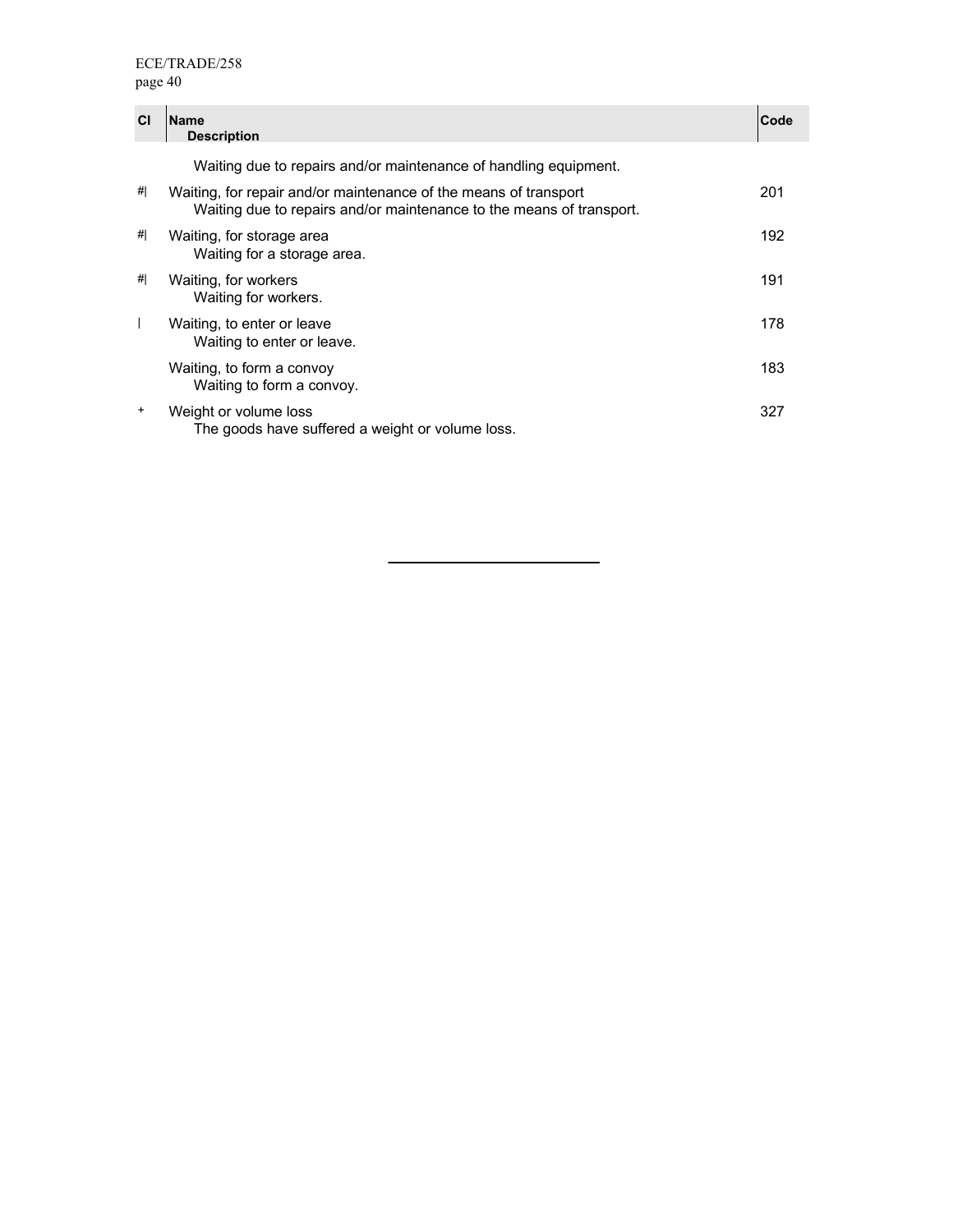| CI | Name<br>Description | Code |
| --- | --- | --- |
| | Waiting due to repairs and/or maintenance of handling equipment. | |
| #\| | Waiting, for repair and/or maintenance of the means of transport<br>Waiting due to repairs and/or maintenance to the means of transport. | 201 |
| #\| | Waiting, for storage area<br>Waiting for a storage area. | 192 |
| #\| | Waiting, for workers<br>Waiting for workers. | 191 |
| \| | Waiting, to enter or leave<br>Waiting to enter or leave. | 178 |
| | Waiting, to form a convoy<br>Waiting to form a convoy. | 183 |
| + | Weight or volume loss<br>The goods have suffered a weight or volume loss. | 327 |

---